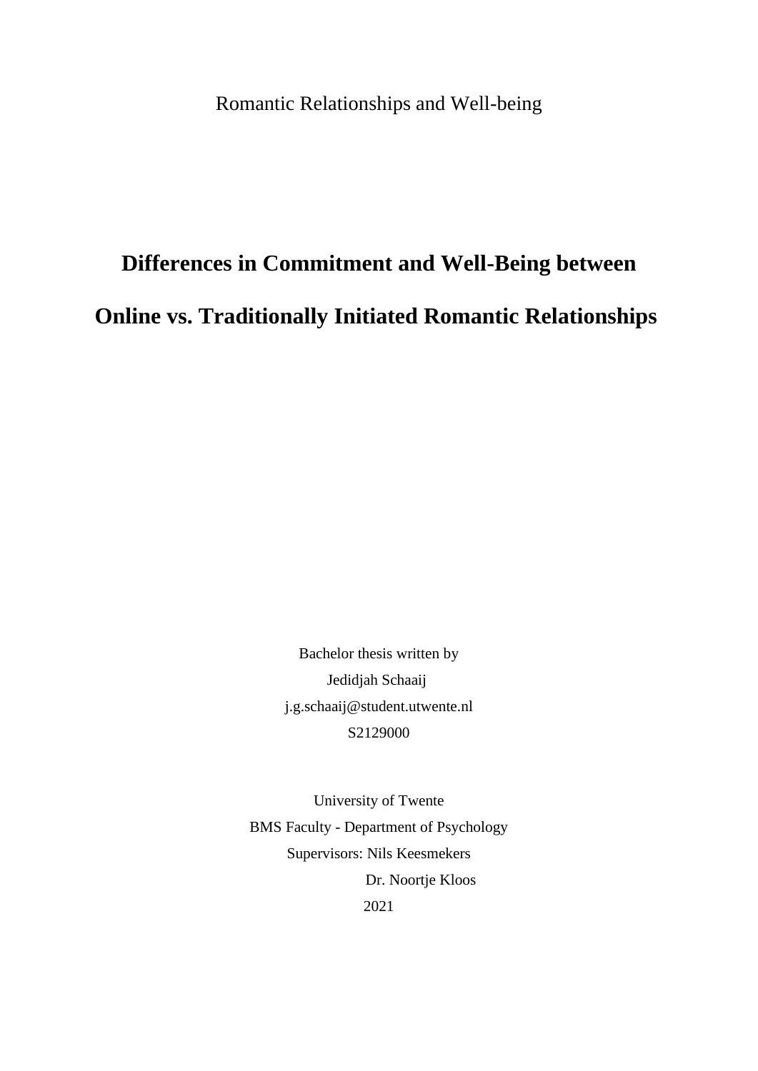Romantic Relationships and Well-being

# Differences in Commitment and Well-Being between Online vs. Traditionally Initiated Romantic Relationships

Bachelor thesis written by

Jedidjah Schaaij

j.g.schaaij@student.utwente.nl

S2129000

University of Twente

BMS Faculty - Department of Psychology

Supervisors: Nils Keesmekers

Dr. Noortje Kloos

2021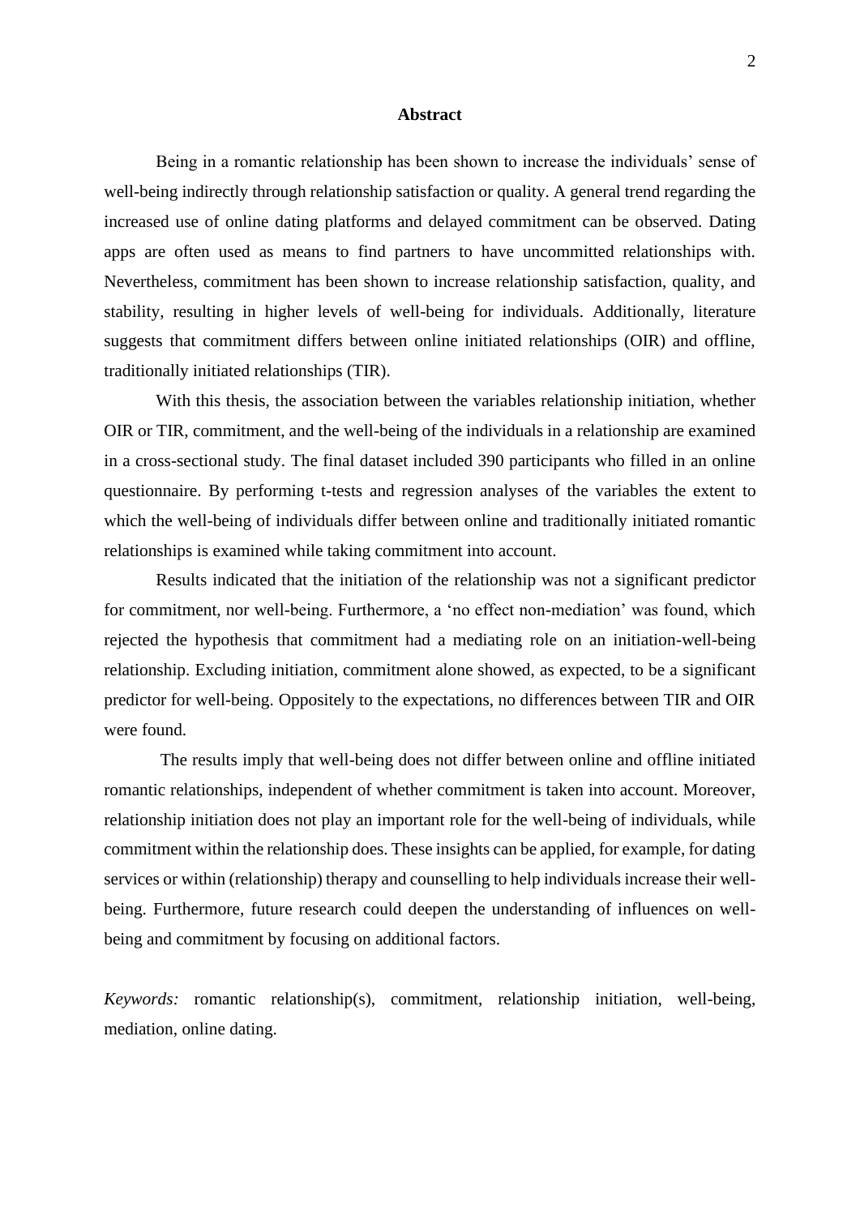# Abstract

Being in a romantic relationship has been shown to increase the individuals' sense of well-being indirectly through relationship satisfaction or quality. A general trend regarding the increased use of online dating platforms and delayed commitment can be observed. Dating apps are often used as means to find partners to have uncommitted relationships with. Nevertheless, commitment has been shown to increase relationship satisfaction, quality, and stability, resulting in higher levels of well-being for individuals. Additionally, literature suggests that commitment differs between online initiated relationships (OIR) and offline, traditionally initiated relationships (TIR).

With this thesis, the association between the variables relationship initiation, whether OIR or TIR, commitment, and the well-being of the individuals in a relationship are examined in a cross-sectional study. The final dataset included 390 participants who filled in an online questionnaire. By performing t-tests and regression analyses of the variables the extent to which the well-being of individuals differ between online and traditionally initiated romantic relationships is examined while taking commitment into account.

Results indicated that the initiation of the relationship was not a significant predictor for commitment, nor well-being. Furthermore, a 'no effect non-mediation' was found, which rejected the hypothesis that commitment had a mediating role on an initiation-well-being relationship. Excluding initiation, commitment alone showed, as expected, to be a significant predictor for well-being. Oppositely to the expectations, no differences between TIR and OIR were found.

The results imply that well-being does not differ between online and offline initiated romantic relationships, independent of whether commitment is taken into account. Moreover, relationship initiation does not play an important role for the well-being of individuals, while commitment within the relationship does. These insights can be applied, for example, for dating services or within (relationship) therapy and counselling to help individuals increase their well-being. Furthermore, future research could deepen the understanding of influences on well-being and commitment by focusing on additional factors.

*Keywords:* romantic relationship(s), commitment, relationship initiation, well-being, mediation, online dating.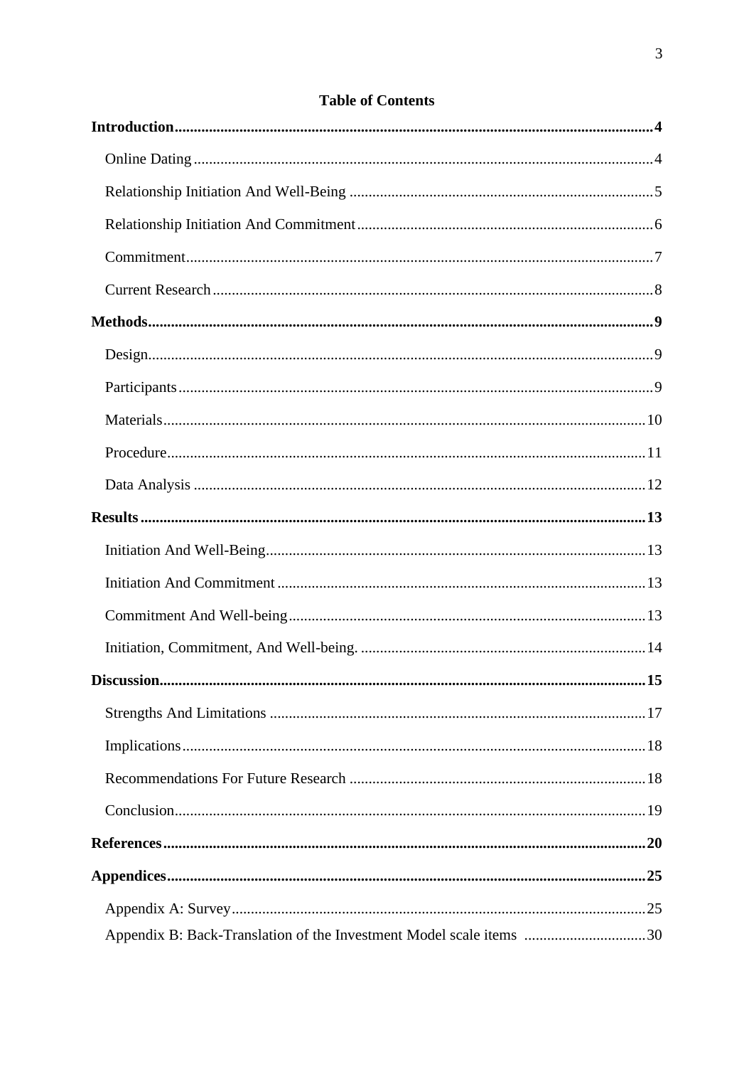# Table of Contents

**Introduction** .......... **4**

- Online Dating .......... 4
- Relationship Initiation And Well-Being .......... 5
- Relationship Initiation And Commitment .......... 6
- Commitment .......... 7
- Current Research .......... 8

**Methods** .......... **9**

- Design .......... 9
- Participants .......... 9
- Materials .......... 10
- Procedure .......... 11
- Data Analysis .......... 12

**Results** .......... **13**

- Initiation And Well-Being .......... 13
- Initiation And Commitment .......... 13
- Commitment And Well-being .......... 13
- Initiation, Commitment, And Well-being. .......... 14

**Discussion** .......... **15**

- Strengths And Limitations .......... 17
- Implications .......... 18
- Recommendations For Future Research .......... 18
- Conclusion .......... 19

**References** .......... **20**

**Appendices** .......... **25**

- Appendix A: Survey .......... 25
- Appendix B: Back-Translation of the Investment Model scale items .......... 30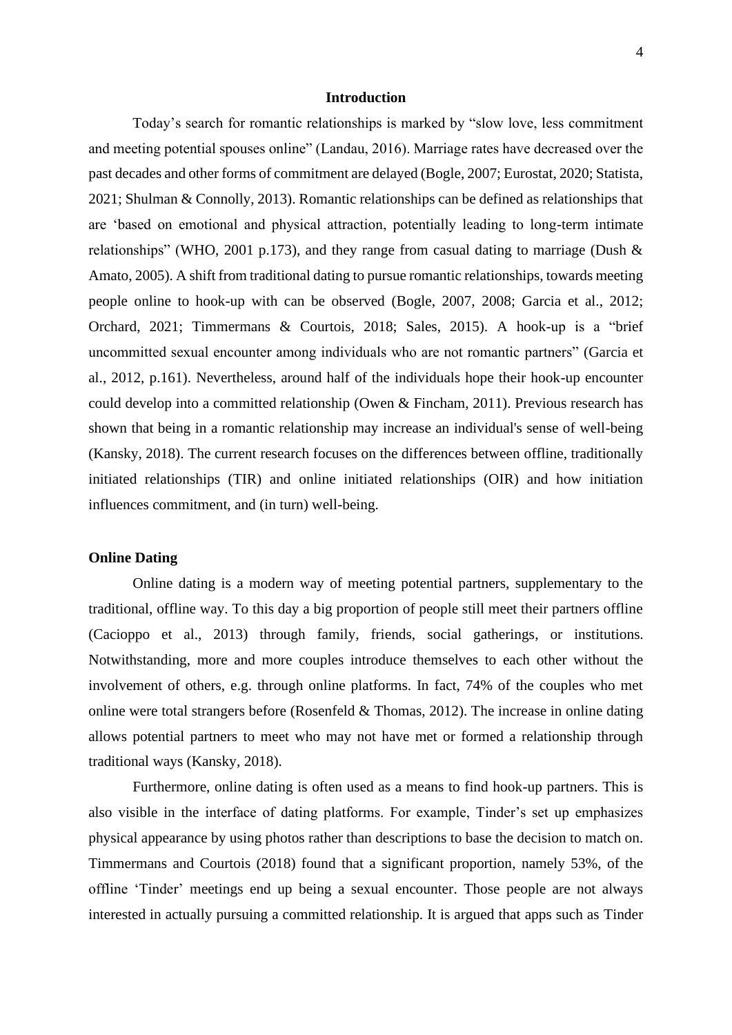## Introduction

Today's search for romantic relationships is marked by "slow love, less commitment and meeting potential spouses online" (Landau, 2016). Marriage rates have decreased over the past decades and other forms of commitment are delayed (Bogle, 2007; Eurostat, 2020; Statista, 2021; Shulman & Connolly, 2013). Romantic relationships can be defined as relationships that are 'based on emotional and physical attraction, potentially leading to long-term intimate relationships" (WHO, 2001 p.173), and they range from casual dating to marriage (Dush & Amato, 2005). A shift from traditional dating to pursue romantic relationships, towards meeting people online to hook-up with can be observed (Bogle, 2007, 2008; Garcia et al., 2012; Orchard, 2021; Timmermans & Courtois, 2018; Sales, 2015). A hook-up is a "brief uncommitted sexual encounter among individuals who are not romantic partners" (Garcia et al., 2012, p.161). Nevertheless, around half of the individuals hope their hook-up encounter could develop into a committed relationship (Owen & Fincham, 2011). Previous research has shown that being in a romantic relationship may increase an individual's sense of well-being (Kansky, 2018). The current research focuses on the differences between offline, traditionally initiated relationships (TIR) and online initiated relationships (OIR) and how initiation influences commitment, and (in turn) well-being.

### Online Dating

Online dating is a modern way of meeting potential partners, supplementary to the traditional, offline way. To this day a big proportion of people still meet their partners offline (Cacioppo et al., 2013) through family, friends, social gatherings, or institutions. Notwithstanding, more and more couples introduce themselves to each other without the involvement of others, e.g. through online platforms. In fact, 74% of the couples who met online were total strangers before (Rosenfeld & Thomas, 2012). The increase in online dating allows potential partners to meet who may not have met or formed a relationship through traditional ways (Kansky, 2018).

Furthermore, online dating is often used as a means to find hook-up partners. This is also visible in the interface of dating platforms. For example, Tinder's set up emphasizes physical appearance by using photos rather than descriptions to base the decision to match on. Timmermans and Courtois (2018) found that a significant proportion, namely 53%, of the offline 'Tinder' meetings end up being a sexual encounter. Those people are not always interested in actually pursuing a committed relationship. It is argued that apps such as Tinder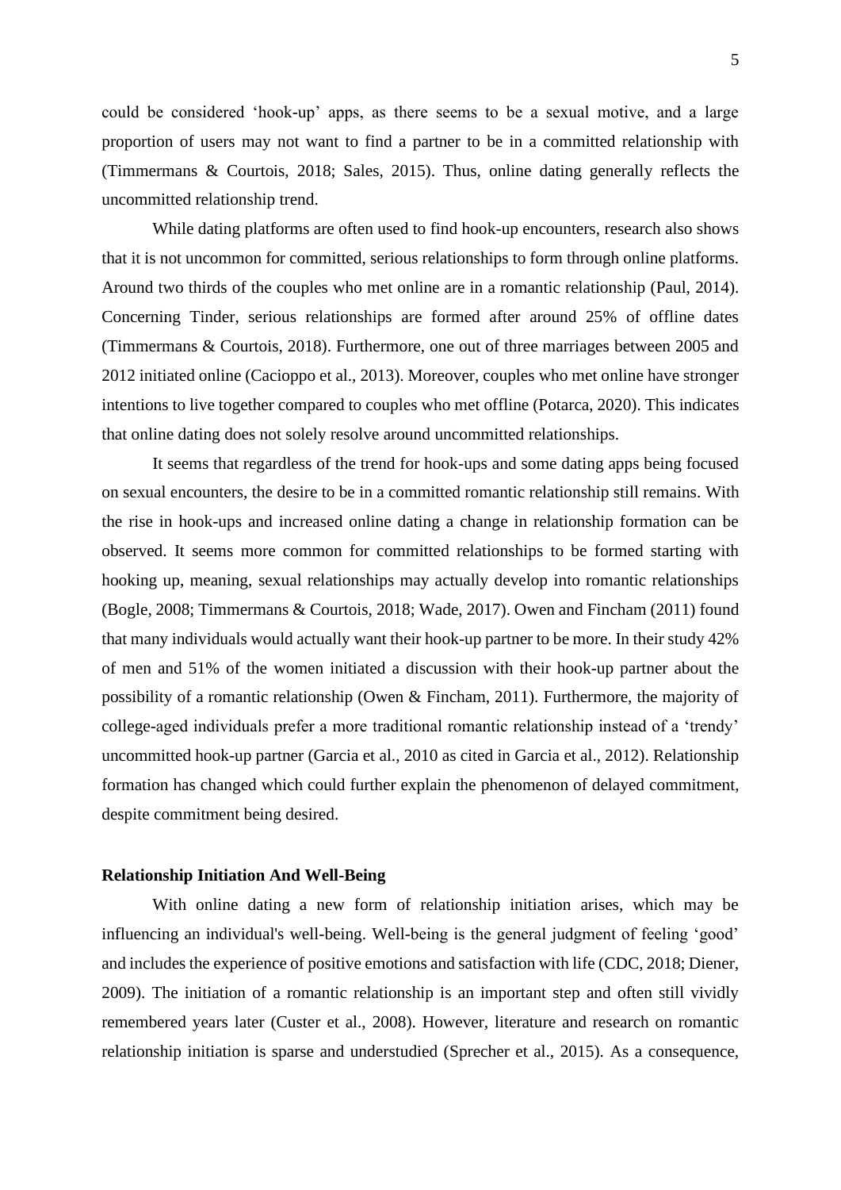could be considered 'hook-up' apps, as there seems to be a sexual motive, and a large proportion of users may not want to find a partner to be in a committed relationship with (Timmermans & Courtois, 2018; Sales, 2015). Thus, online dating generally reflects the uncommitted relationship trend.

While dating platforms are often used to find hook-up encounters, research also shows that it is not uncommon for committed, serious relationships to form through online platforms. Around two thirds of the couples who met online are in a romantic relationship (Paul, 2014). Concerning Tinder, serious relationships are formed after around 25% of offline dates (Timmermans & Courtois, 2018). Furthermore, one out of three marriages between 2005 and 2012 initiated online (Cacioppo et al., 2013). Moreover, couples who met online have stronger intentions to live together compared to couples who met offline (Potarca, 2020). This indicates that online dating does not solely resolve around uncommitted relationships.

It seems that regardless of the trend for hook-ups and some dating apps being focused on sexual encounters, the desire to be in a committed romantic relationship still remains. With the rise in hook-ups and increased online dating a change in relationship formation can be observed. It seems more common for committed relationships to be formed starting with hooking up, meaning, sexual relationships may actually develop into romantic relationships (Bogle, 2008; Timmermans & Courtois, 2018; Wade, 2017). Owen and Fincham (2011) found that many individuals would actually want their hook-up partner to be more. In their study 42% of men and 51% of the women initiated a discussion with their hook-up partner about the possibility of a romantic relationship (Owen & Fincham, 2011). Furthermore, the majority of college-aged individuals prefer a more traditional romantic relationship instead of a 'trendy' uncommitted hook-up partner (Garcia et al., 2010 as cited in Garcia et al., 2012). Relationship formation has changed which could further explain the phenomenon of delayed commitment, despite commitment being desired.

**Relationship Initiation And Well-Being**

With online dating a new form of relationship initiation arises, which may be influencing an individual's well-being. Well-being is the general judgment of feeling 'good' and includes the experience of positive emotions and satisfaction with life (CDC, 2018; Diener, 2009). The initiation of a romantic relationship is an important step and often still vividly remembered years later (Custer et al., 2008). However, literature and research on romantic relationship initiation is sparse and understudied (Sprecher et al., 2015). As a consequence,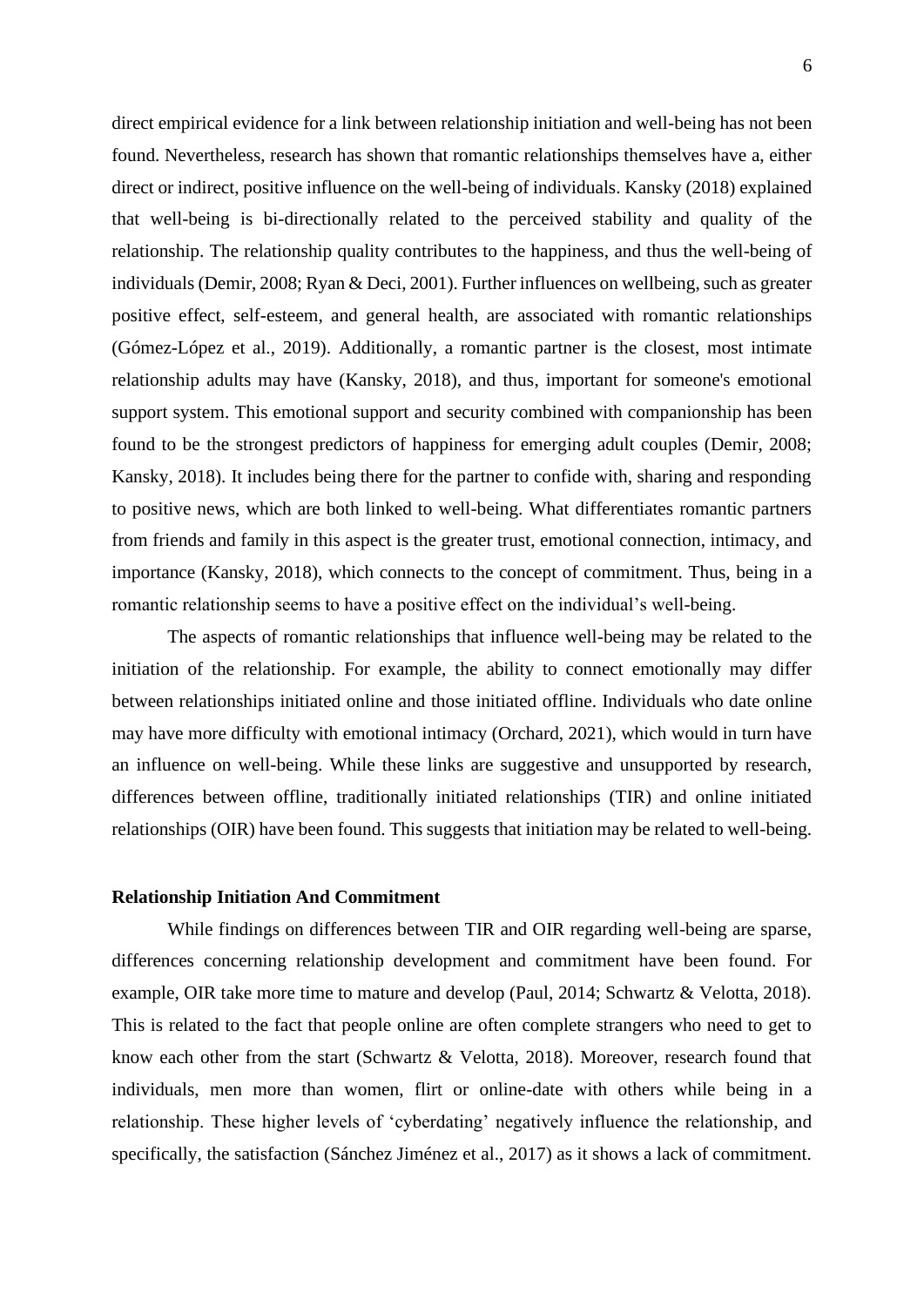direct empirical evidence for a link between relationship initiation and well-being has not been found. Nevertheless, research has shown that romantic relationships themselves have a, either direct or indirect, positive influence on the well-being of individuals. Kansky (2018) explained that well-being is bi-directionally related to the perceived stability and quality of the relationship. The relationship quality contributes to the happiness, and thus the well-being of individuals (Demir, 2008; Ryan & Deci, 2001). Further influences on wellbeing, such as greater positive effect, self-esteem, and general health, are associated with romantic relationships (Gómez-López et al., 2019). Additionally, a romantic partner is the closest, most intimate relationship adults may have (Kansky, 2018), and thus, important for someone's emotional support system. This emotional support and security combined with companionship has been found to be the strongest predictors of happiness for emerging adult couples (Demir, 2008; Kansky, 2018). It includes being there for the partner to confide with, sharing and responding to positive news, which are both linked to well-being. What differentiates romantic partners from friends and family in this aspect is the greater trust, emotional connection, intimacy, and importance (Kansky, 2018), which connects to the concept of commitment. Thus, being in a romantic relationship seems to have a positive effect on the individual's well-being.

The aspects of romantic relationships that influence well-being may be related to the initiation of the relationship. For example, the ability to connect emotionally may differ between relationships initiated online and those initiated offline. Individuals who date online may have more difficulty with emotional intimacy (Orchard, 2021), which would in turn have an influence on well-being. While these links are suggestive and unsupported by research, differences between offline, traditionally initiated relationships (TIR) and online initiated relationships (OIR) have been found. This suggests that initiation may be related to well-being.

**Relationship Initiation And Commitment**

While findings on differences between TIR and OIR regarding well-being are sparse, differences concerning relationship development and commitment have been found. For example, OIR take more time to mature and develop (Paul, 2014; Schwartz & Velotta, 2018). This is related to the fact that people online are often complete strangers who need to get to know each other from the start (Schwartz & Velotta, 2018). Moreover, research found that individuals, men more than women, flirt or online-date with others while being in a relationship. These higher levels of 'cyberdating' negatively influence the relationship, and specifically, the satisfaction (Sánchez Jiménez et al., 2017) as it shows a lack of commitment.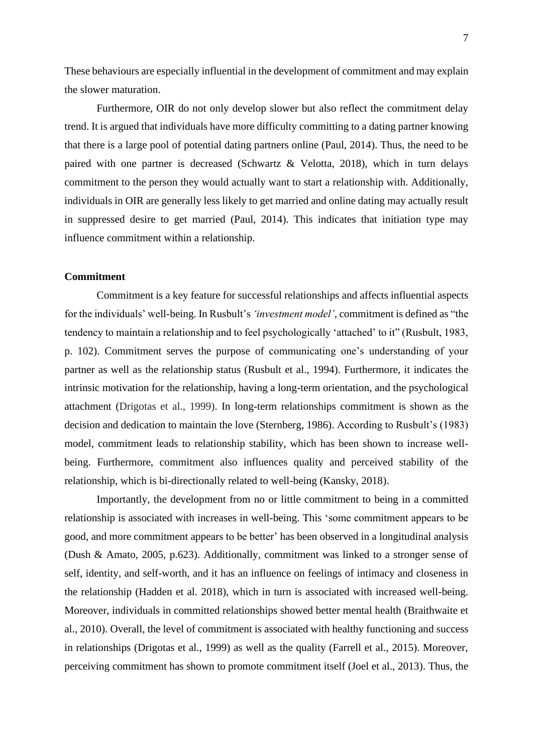These behaviours are especially influential in the development of commitment and may explain the slower maturation.

Furthermore, OIR do not only develop slower but also reflect the commitment delay trend. It is argued that individuals have more difficulty committing to a dating partner knowing that there is a large pool of potential dating partners online (Paul, 2014). Thus, the need to be paired with one partner is decreased (Schwartz & Velotta, 2018), which in turn delays commitment to the person they would actually want to start a relationship with. Additionally, individuals in OIR are generally less likely to get married and online dating may actually result in suppressed desire to get married (Paul, 2014). This indicates that initiation type may influence commitment within a relationship.

**Commitment**

Commitment is a key feature for successful relationships and affects influential aspects for the individuals' well-being. In Rusbult's *'investment model'*, commitment is defined as "the tendency to maintain a relationship and to feel psychologically 'attached' to it" (Rusbult, 1983, p. 102). Commitment serves the purpose of communicating one's understanding of your partner as well as the relationship status (Rusbult et al., 1994). Furthermore, it indicates the intrinsic motivation for the relationship, having a long-term orientation, and the psychological attachment (Drigotas et al., 1999). In long-term relationships commitment is shown as the decision and dedication to maintain the love (Sternberg, 1986). According to Rusbult's (1983) model, commitment leads to relationship stability, which has been shown to increase well-being. Furthermore, commitment also influences quality and perceived stability of the relationship, which is bi-directionally related to well-being (Kansky, 2018).

Importantly, the development from no or little commitment to being in a committed relationship is associated with increases in well-being. This 'some commitment appears to be good, and more commitment appears to be better' has been observed in a longitudinal analysis (Dush & Amato, 2005, p.623). Additionally, commitment was linked to a stronger sense of self, identity, and self-worth, and it has an influence on feelings of intimacy and closeness in the relationship (Hadden et al. 2018), which in turn is associated with increased well-being. Moreover, individuals in committed relationships showed better mental health (Braithwaite et al., 2010). Overall, the level of commitment is associated with healthy functioning and success in relationships (Drigotas et al., 1999) as well as the quality (Farrell et al., 2015). Moreover, perceiving commitment has shown to promote commitment itself (Joel et al., 2013). Thus, the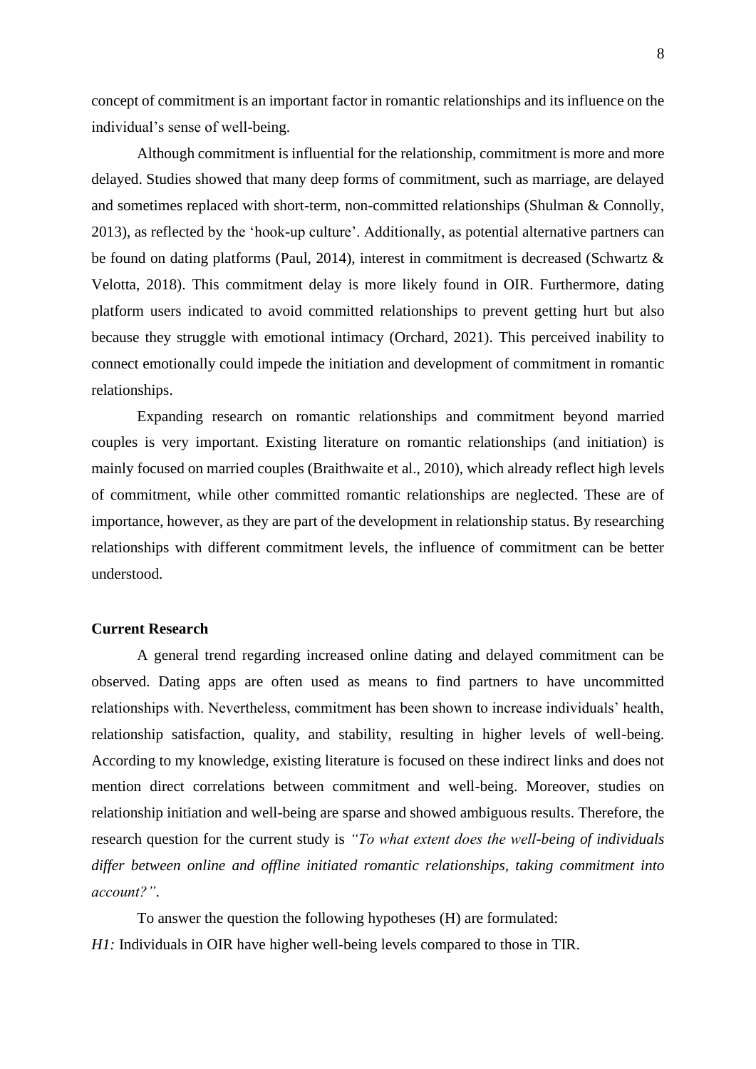concept of commitment is an important factor in romantic relationships and its influence on the individual's sense of well-being.

Although commitment is influential for the relationship, commitment is more and more delayed. Studies showed that many deep forms of commitment, such as marriage, are delayed and sometimes replaced with short-term, non-committed relationships (Shulman & Connolly, 2013), as reflected by the 'hook-up culture'. Additionally, as potential alternative partners can be found on dating platforms (Paul, 2014), interest in commitment is decreased (Schwartz & Velotta, 2018). This commitment delay is more likely found in OIR. Furthermore, dating platform users indicated to avoid committed relationships to prevent getting hurt but also because they struggle with emotional intimacy (Orchard, 2021). This perceived inability to connect emotionally could impede the initiation and development of commitment in romantic relationships.

Expanding research on romantic relationships and commitment beyond married couples is very important. Existing literature on romantic relationships (and initiation) is mainly focused on married couples (Braithwaite et al., 2010), which already reflect high levels of commitment, while other committed romantic relationships are neglected. These are of importance, however, as they are part of the development in relationship status. By researching relationships with different commitment levels, the influence of commitment can be better understood.

## Current Research

A general trend regarding increased online dating and delayed commitment can be observed. Dating apps are often used as means to find partners to have uncommitted relationships with. Nevertheless, commitment has been shown to increase individuals' health, relationship satisfaction, quality, and stability, resulting in higher levels of well-being. According to my knowledge, existing literature is focused on these indirect links and does not mention direct correlations between commitment and well-being. Moreover, studies on relationship initiation and well-being are sparse and showed ambiguous results. Therefore, the research question for the current study is *"To what extent does the well-being of individuals differ between online and offline initiated romantic relationships, taking commitment into account?"*.

To answer the question the following hypotheses (H) are formulated:

*H1:* Individuals in OIR have higher well-being levels compared to those in TIR.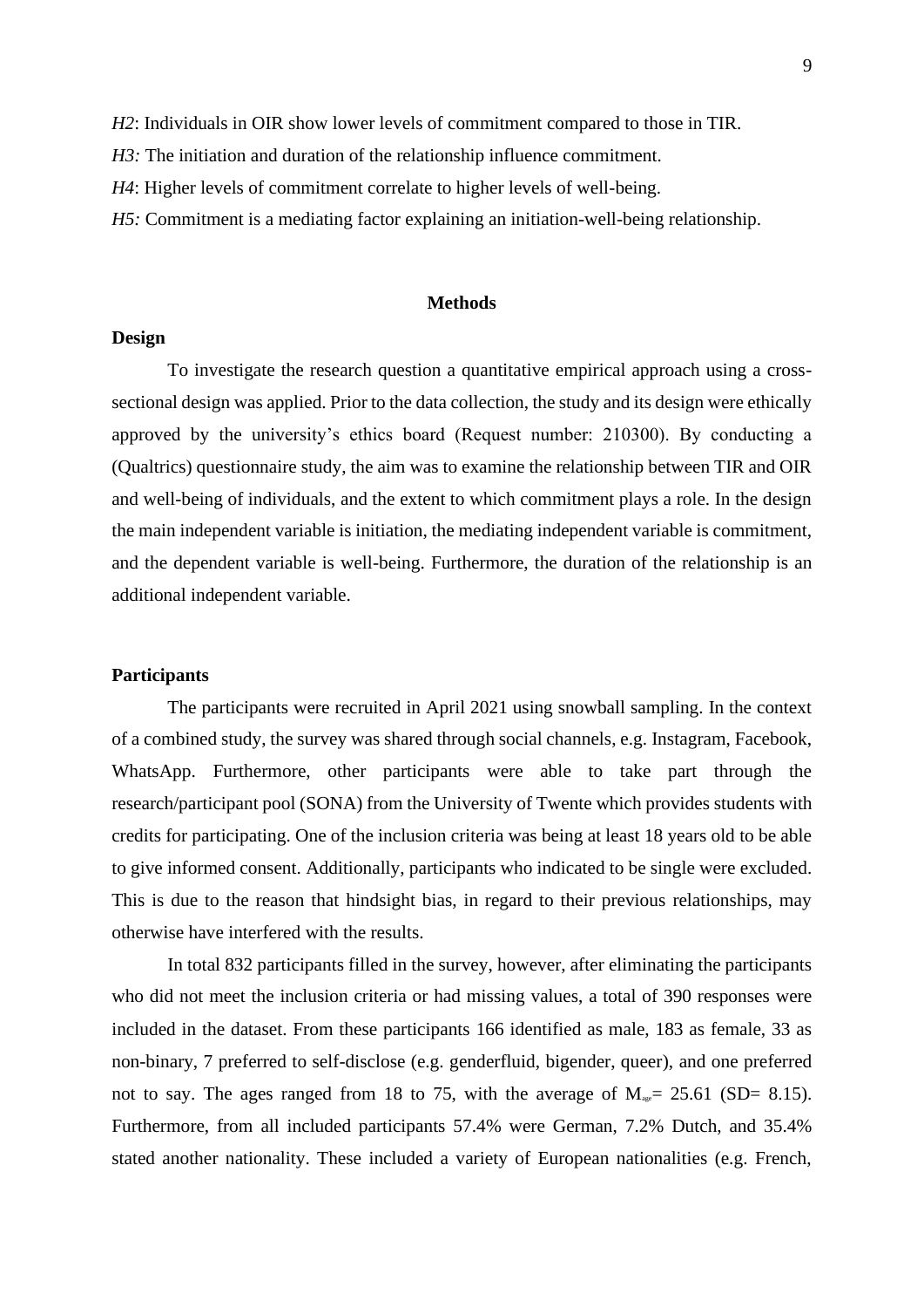*H2*: Individuals in OIR show lower levels of commitment compared to those in TIR.

*H3:* The initiation and duration of the relationship influence commitment.

*H4*: Higher levels of commitment correlate to higher levels of well-being.

*H5:* Commitment is a mediating factor explaining an initiation-well-being relationship.

## Methods

### Design

To investigate the research question a quantitative empirical approach using a cross-sectional design was applied. Prior to the data collection, the study and its design were ethically approved by the university's ethics board (Request number: 210300). By conducting a (Qualtrics) questionnaire study, the aim was to examine the relationship between TIR and OIR and well-being of individuals, and the extent to which commitment plays a role. In the design the main independent variable is initiation, the mediating independent variable is commitment, and the dependent variable is well-being. Furthermore, the duration of the relationship is an additional independent variable.

### Participants

The participants were recruited in April 2021 using snowball sampling. In the context of a combined study, the survey was shared through social channels, e.g. Instagram, Facebook, WhatsApp. Furthermore, other participants were able to take part through the research/participant pool (SONA) from the University of Twente which provides students with credits for participating. One of the inclusion criteria was being at least 18 years old to be able to give informed consent. Additionally, participants who indicated to be single were excluded. This is due to the reason that hindsight bias, in regard to their previous relationships, may otherwise have interfered with the results.

In total 832 participants filled in the survey, however, after eliminating the participants who did not meet the inclusion criteria or had missing values, a total of 390 responses were included in the dataset. From these participants 166 identified as male, 183 as female, 33 as non-binary, 7 preferred to self-disclose (e.g. genderfluid, bigender, queer), and one preferred not to say. The ages ranged from 18 to 75, with the average of $M_{age}$= 25.61 (SD= 8.15). Furthermore, from all included participants 57.4% were German, 7.2% Dutch, and 35.4% stated another nationality. These included a variety of European nationalities (e.g. French,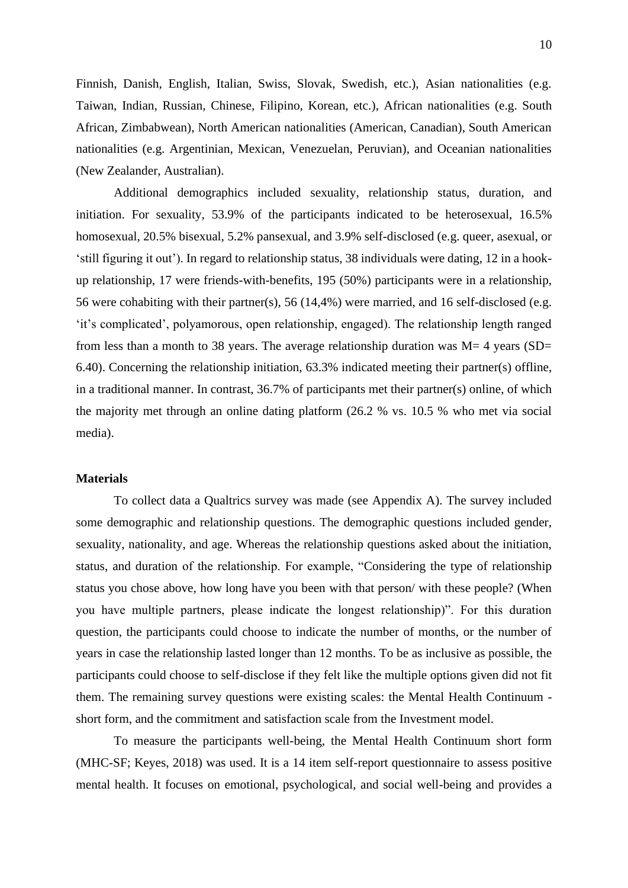Finnish, Danish, English, Italian, Swiss, Slovak, Swedish, etc.), Asian nationalities (e.g. Taiwan, Indian, Russian, Chinese, Filipino, Korean, etc.), African nationalities (e.g. South African, Zimbabwean), North American nationalities (American, Canadian), South American nationalities (e.g. Argentinian, Mexican, Venezuelan, Peruvian), and Oceanian nationalities (New Zealander, Australian).

Additional demographics included sexuality, relationship status, duration, and initiation. For sexuality, 53.9% of the participants indicated to be heterosexual, 16.5% homosexual, 20.5% bisexual, 5.2% pansexual, and 3.9% self-disclosed (e.g. queer, asexual, or 'still figuring it out'). In regard to relationship status, 38 individuals were dating, 12 in a hook-up relationship, 17 were friends-with-benefits, 195 (50%) participants were in a relationship, 56 were cohabiting with their partner(s), 56 (14,4%) were married, and 16 self-disclosed (e.g. 'it's complicated', polyamorous, open relationship, engaged). The relationship length ranged from less than a month to 38 years. The average relationship duration was M= 4 years (SD= 6.40). Concerning the relationship initiation, 63.3% indicated meeting their partner(s) offline, in a traditional manner. In contrast, 36.7% of participants met their partner(s) online, of which the majority met through an online dating platform (26.2 % vs. 10.5 % who met via social media).

**Materials**

To collect data a Qualtrics survey was made (see Appendix A). The survey included some demographic and relationship questions. The demographic questions included gender, sexuality, nationality, and age. Whereas the relationship questions asked about the initiation, status, and duration of the relationship. For example, "Considering the type of relationship status you chose above, how long have you been with that person/ with these people? (When you have multiple partners, please indicate the longest relationship)". For this duration question, the participants could choose to indicate the number of months, or the number of years in case the relationship lasted longer than 12 months. To be as inclusive as possible, the participants could choose to self-disclose if they felt like the multiple options given did not fit them. The remaining survey questions were existing scales: the Mental Health Continuum - short form, and the commitment and satisfaction scale from the Investment model.

To measure the participants well-being, the Mental Health Continuum short form (MHC-SF; Keyes, 2018) was used. It is a 14 item self-report questionnaire to assess positive mental health. It focuses on emotional, psychological, and social well-being and provides a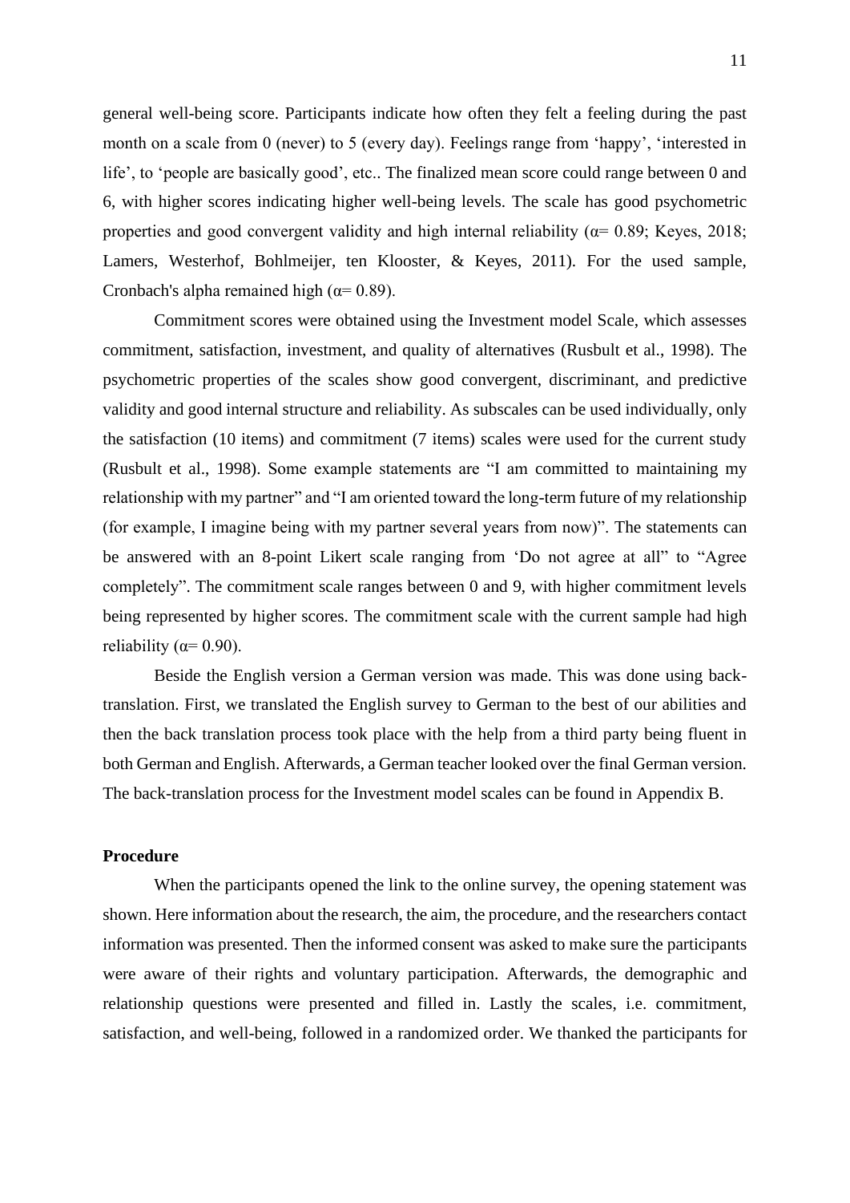general well-being score. Participants indicate how often they felt a feeling during the past month on a scale from 0 (never) to 5 (every day). Feelings range from 'happy', 'interested in life', to 'people are basically good', etc.. The finalized mean score could range between 0 and 6, with higher scores indicating higher well-being levels. The scale has good psychometric properties and good convergent validity and high internal reliability (α= 0.89; Keyes, 2018; Lamers, Westerhof, Bohlmeijer, ten Klooster, & Keyes, 2011). For the used sample, Cronbach's alpha remained high (α= 0.89).

Commitment scores were obtained using the Investment model Scale, which assesses commitment, satisfaction, investment, and quality of alternatives (Rusbult et al., 1998). The psychometric properties of the scales show good convergent, discriminant, and predictive validity and good internal structure and reliability. As subscales can be used individually, only the satisfaction (10 items) and commitment (7 items) scales were used for the current study (Rusbult et al., 1998). Some example statements are "I am committed to maintaining my relationship with my partner" and "I am oriented toward the long-term future of my relationship (for example, I imagine being with my partner several years from now)". The statements can be answered with an 8-point Likert scale ranging from 'Do not agree at all" to "Agree completely". The commitment scale ranges between 0 and 9, with higher commitment levels being represented by higher scores. The commitment scale with the current sample had high reliability (α= 0.90).

Beside the English version a German version was made. This was done using back-translation. First, we translated the English survey to German to the best of our abilities and then the back translation process took place with the help from a third party being fluent in both German and English. Afterwards, a German teacher looked over the final German version. The back-translation process for the Investment model scales can be found in Appendix B.

**Procedure**

When the participants opened the link to the online survey, the opening statement was shown. Here information about the research, the aim, the procedure, and the researchers contact information was presented. Then the informed consent was asked to make sure the participants were aware of their rights and voluntary participation. Afterwards, the demographic and relationship questions were presented and filled in. Lastly the scales, i.e. commitment, satisfaction, and well-being, followed in a randomized order. We thanked the participants for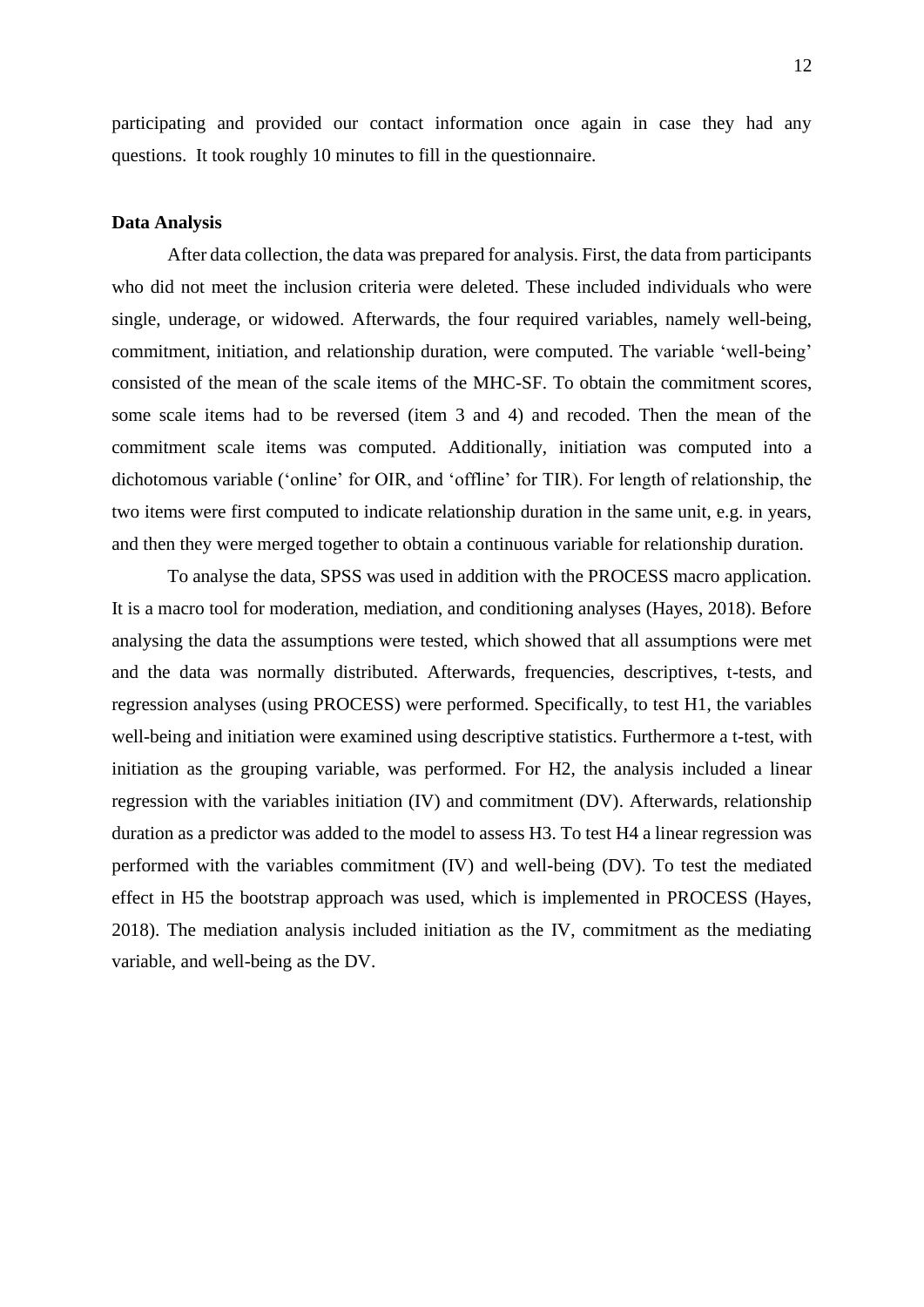participating and provided our contact information once again in case they had any questions. It took roughly 10 minutes to fill in the questionnaire.

**Data Analysis**

After data collection, the data was prepared for analysis. First, the data from participants who did not meet the inclusion criteria were deleted. These included individuals who were single, underage, or widowed. Afterwards, the four required variables, namely well-being, commitment, initiation, and relationship duration, were computed. The variable 'well-being' consisted of the mean of the scale items of the MHC-SF. To obtain the commitment scores, some scale items had to be reversed (item 3 and 4) and recoded. Then the mean of the commitment scale items was computed. Additionally, initiation was computed into a dichotomous variable ('online' for OIR, and 'offline' for TIR). For length of relationship, the two items were first computed to indicate relationship duration in the same unit, e.g. in years, and then they were merged together to obtain a continuous variable for relationship duration.

To analyse the data, SPSS was used in addition with the PROCESS macro application. It is a macro tool for moderation, mediation, and conditioning analyses (Hayes, 2018). Before analysing the data the assumptions were tested, which showed that all assumptions were met and the data was normally distributed. Afterwards, frequencies, descriptives, t-tests, and regression analyses (using PROCESS) were performed. Specifically, to test H1, the variables well-being and initiation were examined using descriptive statistics. Furthermore a t-test, with initiation as the grouping variable, was performed. For H2, the analysis included a linear regression with the variables initiation (IV) and commitment (DV). Afterwards, relationship duration as a predictor was added to the model to assess H3. To test H4 a linear regression was performed with the variables commitment (IV) and well-being (DV). To test the mediated effect in H5 the bootstrap approach was used, which is implemented in PROCESS (Hayes, 2018). The mediation analysis included initiation as the IV, commitment as the mediating variable, and well-being as the DV.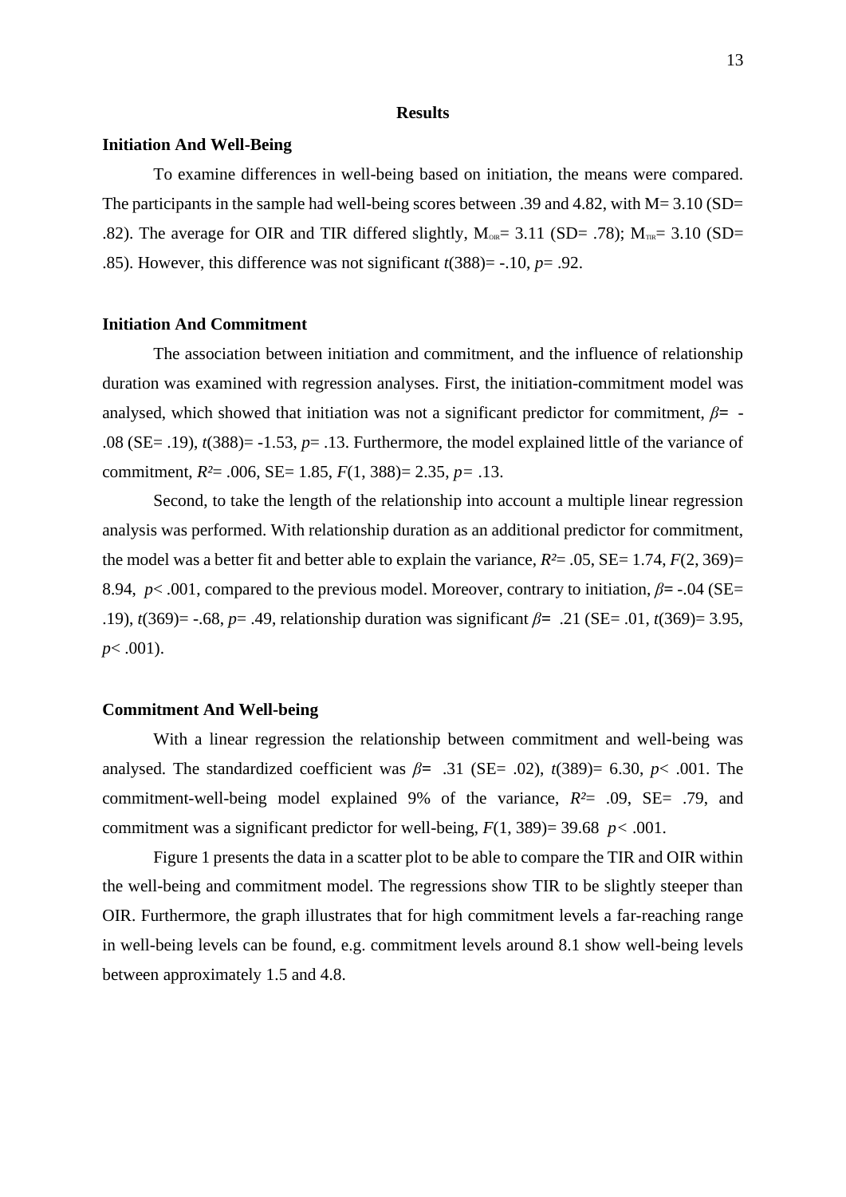# Results

## Initiation And Well-Being

To examine differences in well-being based on initiation, the means were compared. The participants in the sample had well-being scores between .39 and 4.82, with M= 3.10 (SD= .82). The average for OIR and TIR differed slightly, $M_{OIR}$= 3.11 (SD= .78); $M_{TIR}$= 3.10 (SD= .85). However, this difference was not significant $t(388)$= -.10, $p$= .92.

## Initiation And Commitment

The association between initiation and commitment, and the influence of relationship duration was examined with regression analyses. First, the initiation-commitment model was analysed, which showed that initiation was not a significant predictor for commitment, $\beta$= -.08 (SE= .19), $t(388)$= -1.53, $p$= .13. Furthermore, the model explained little of the variance of commitment, $R^2$= .006, SE= 1.85, $F(1, 388)$= 2.35, $p$= .13.

Second, to take the length of the relationship into account a multiple linear regression analysis was performed. With relationship duration as an additional predictor for commitment, the model was a better fit and better able to explain the variance, $R^2$= .05, SE= 1.74, $F(2, 369)$= 8.94, $p$< .001, compared to the previous model. Moreover, contrary to initiation, $\beta$= -.04 (SE= .19), $t(369)$= -.68, $p$= .49, relationship duration was significant $\beta$= .21 (SE= .01, $t(369)$= 3.95, $p$< .001).

## Commitment And Well-being

With a linear regression the relationship between commitment and well-being was analysed. The standardized coefficient was $\beta$= .31 (SE= .02), $t(389)$= 6.30, $p$< .001. The commitment-well-being model explained 9% of the variance, $R^2$= .09, SE= .79, and commitment was a significant predictor for well-being, $F(1, 389)$= 39.68 $p$< .001.

Figure 1 presents the data in a scatter plot to be able to compare the TIR and OIR within the well-being and commitment model. The regressions show TIR to be slightly steeper than OIR. Furthermore, the graph illustrates that for high commitment levels a far-reaching range in well-being levels can be found, e.g. commitment levels around 8.1 show well-being levels between approximately 1.5 and 4.8.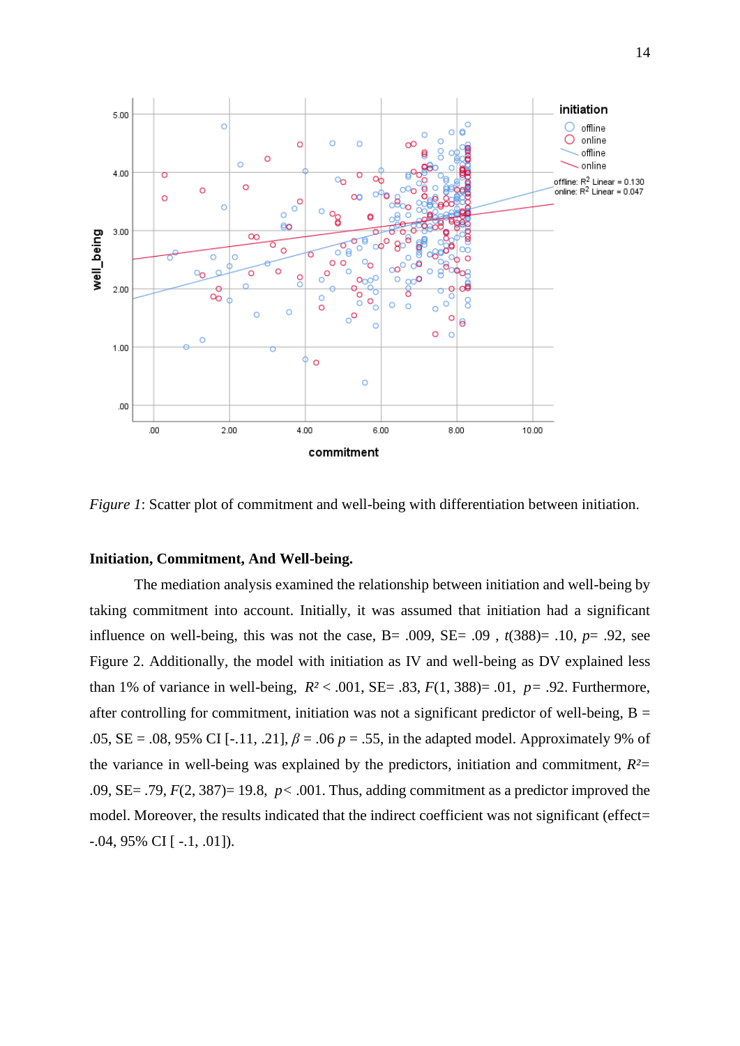*Figure 1*: Scatter plot of commitment and well-being with differentiation between initiation.

**Initiation, Commitment, And Well-being.**

The mediation analysis examined the relationship between initiation and well-being by taking commitment into account. Initially, it was assumed that initiation had a significant influence on well-being, this was not the case, B= .009, SE= .09 , $t(388)$= .10, $p$= .92, see Figure 2. Additionally, the model with initiation as IV and well-being as DV explained less than 1% of variance in well-being, $R^2 < .001$, SE= .83, $F(1, 388)$= .01, $p$= .92. Furthermore, after controlling for commitment, initiation was not a significant predictor of well-being, B = .05, SE = .08, 95% CI [-.11, .21], $\beta$ = .06 $p$ = .55, in the adapted model. Approximately 9% of the variance in well-being was explained by the predictors, initiation and commitment, $R^2$= .09, SE= .79, $F(2, 387)$= 19.8, $p < .001$. Thus, adding commitment as a predictor improved the model. Moreover, the results indicated that the indirect coefficient was not significant (effect= -.04, 95% CI [ -.1, .01]).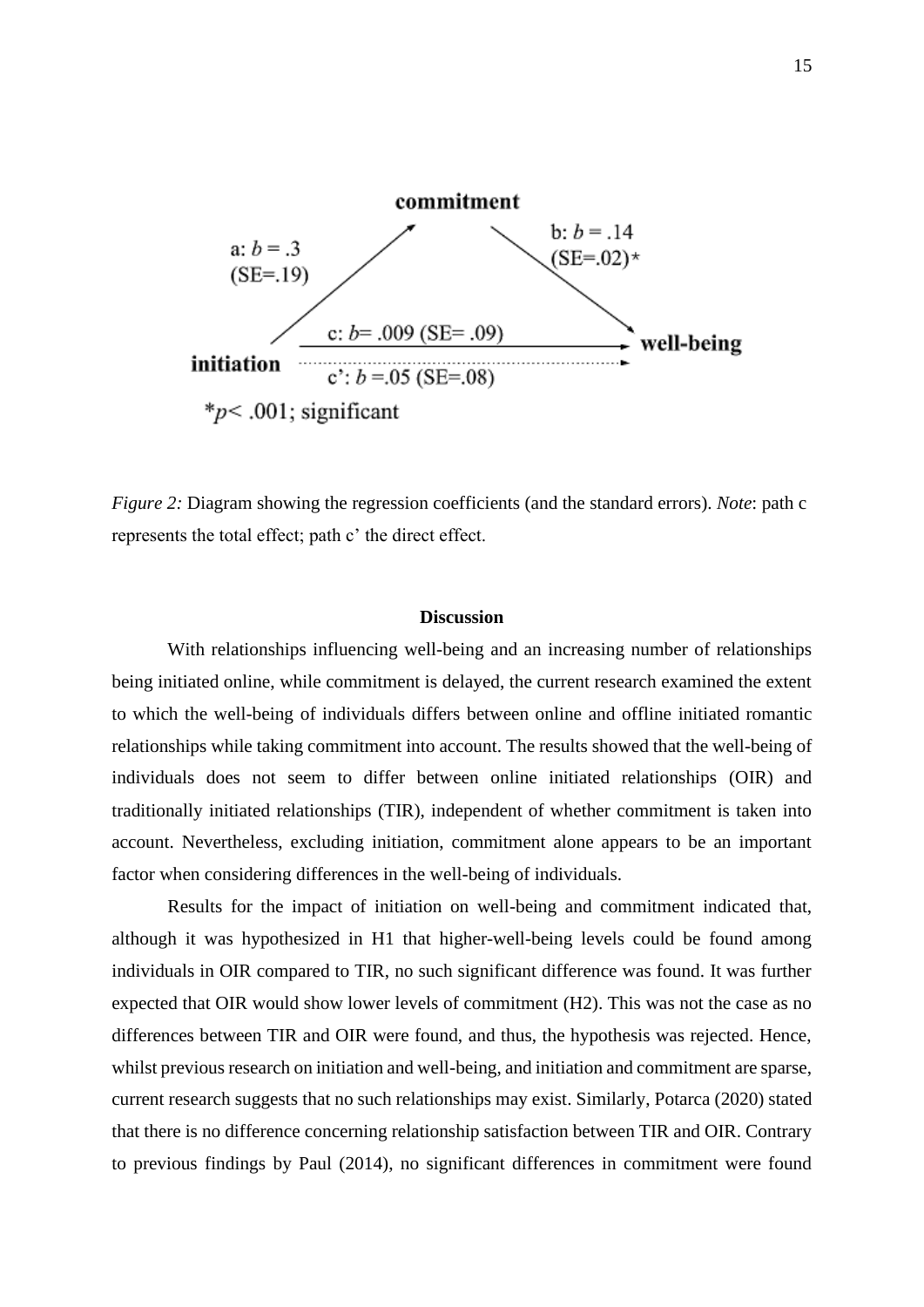commitment

a: $b$ = .3 (SE=.19)

b: $b$ = .14 (SE=.02)*

c: $b$= .009 (SE= .09)

c': $b$ =.05 (SE=.08)

initiation

well-being

*$p$< .001; significant

*Figure 2:* Diagram showing the regression coefficients (and the standard errors). *Note*: path c represents the total effect; path c' the direct effect.

## Discussion

With relationships influencing well-being and an increasing number of relationships being initiated online, while commitment is delayed, the current research examined the extent to which the well-being of individuals differs between online and offline initiated romantic relationships while taking commitment into account. The results showed that the well-being of individuals does not seem to differ between online initiated relationships (OIR) and traditionally initiated relationships (TIR), independent of whether commitment is taken into account. Nevertheless, excluding initiation, commitment alone appears to be an important factor when considering differences in the well-being of individuals.

Results for the impact of initiation on well-being and commitment indicated that, although it was hypothesized in H1 that higher-well-being levels could be found among individuals in OIR compared to TIR, no such significant difference was found. It was further expected that OIR would show lower levels of commitment (H2). This was not the case as no differences between TIR and OIR were found, and thus, the hypothesis was rejected. Hence, whilst previous research on initiation and well-being, and initiation and commitment are sparse, current research suggests that no such relationships may exist. Similarly, Potarca (2020) stated that there is no difference concerning relationship satisfaction between TIR and OIR. Contrary to previous findings by Paul (2014), no significant differences in commitment were found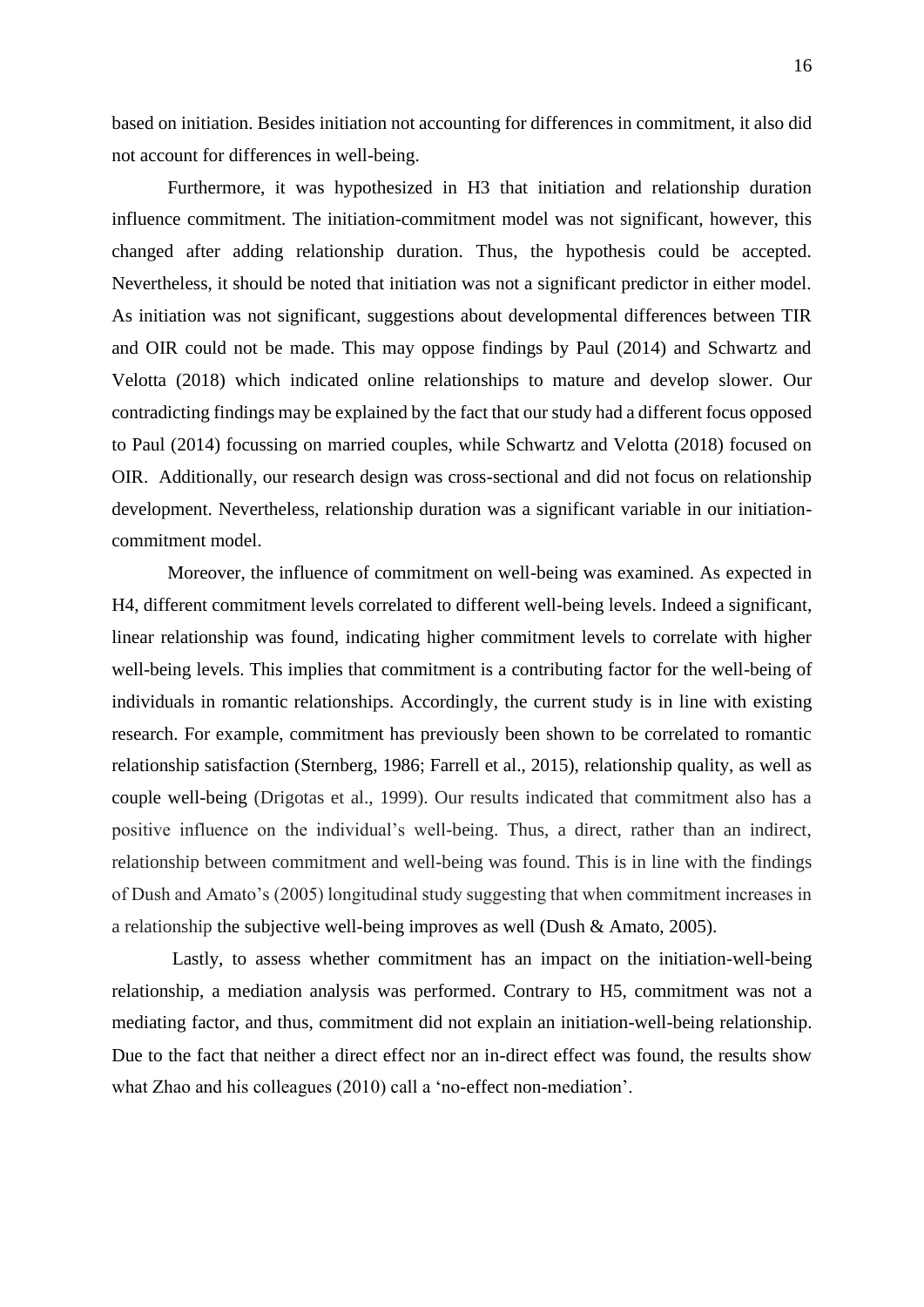based on initiation. Besides initiation not accounting for differences in commitment, it also did not account for differences in well-being.

Furthermore, it was hypothesized in H3 that initiation and relationship duration influence commitment. The initiation-commitment model was not significant, however, this changed after adding relationship duration. Thus, the hypothesis could be accepted. Nevertheless, it should be noted that initiation was not a significant predictor in either model. As initiation was not significant, suggestions about developmental differences between TIR and OIR could not be made. This may oppose findings by Paul (2014) and Schwartz and Velotta (2018) which indicated online relationships to mature and develop slower. Our contradicting findings may be explained by the fact that our study had a different focus opposed to Paul (2014) focussing on married couples, while Schwartz and Velotta (2018) focused on OIR. Additionally, our research design was cross-sectional and did not focus on relationship development. Nevertheless, relationship duration was a significant variable in our initiation-commitment model.

Moreover, the influence of commitment on well-being was examined. As expected in H4, different commitment levels correlated to different well-being levels. Indeed a significant, linear relationship was found, indicating higher commitment levels to correlate with higher well-being levels. This implies that commitment is a contributing factor for the well-being of individuals in romantic relationships. Accordingly, the current study is in line with existing research. For example, commitment has previously been shown to be correlated to romantic relationship satisfaction (Sternberg, 1986; Farrell et al., 2015), relationship quality, as well as couple well-being (Drigotas et al., 1999). Our results indicated that commitment also has a positive influence on the individual's well-being. Thus, a direct, rather than an indirect, relationship between commitment and well-being was found. This is in line with the findings of Dush and Amato's (2005) longitudinal study suggesting that when commitment increases in a relationship the subjective well-being improves as well (Dush & Amato, 2005).

Lastly, to assess whether commitment has an impact on the initiation-well-being relationship, a mediation analysis was performed. Contrary to H5, commitment was not a mediating factor, and thus, commitment did not explain an initiation-well-being relationship. Due to the fact that neither a direct effect nor an in-direct effect was found, the results show what Zhao and his colleagues (2010) call a 'no-effect non-mediation'.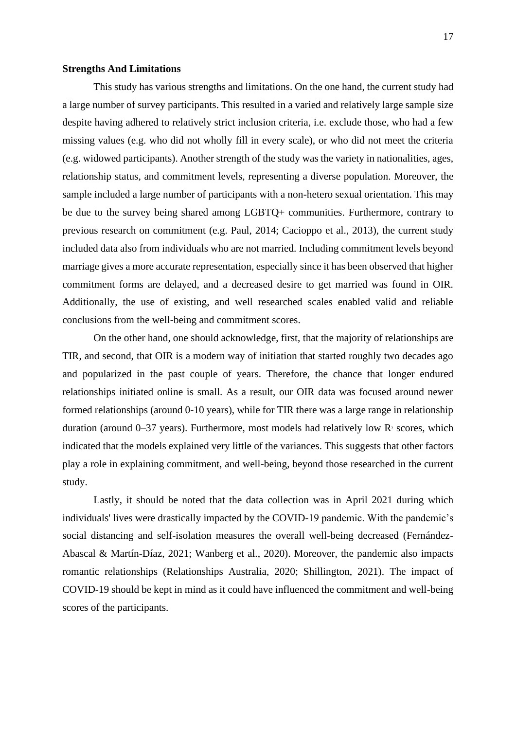**Strengths And Limitations**

This study has various strengths and limitations. On the one hand, the current study had a large number of survey participants. This resulted in a varied and relatively large sample size despite having adhered to relatively strict inclusion criteria, i.e. exclude those, who had a few missing values (e.g. who did not wholly fill in every scale), or who did not meet the criteria (e.g. widowed participants). Another strength of the study was the variety in nationalities, ages, relationship status, and commitment levels, representing a diverse population. Moreover, the sample included a large number of participants with a non-hetero sexual orientation. This may be due to the survey being shared among LGBTQ+ communities. Furthermore, contrary to previous research on commitment (e.g. Paul, 2014; Cacioppo et al., 2013), the current study included data also from individuals who are not married. Including commitment levels beyond marriage gives a more accurate representation, especially since it has been observed that higher commitment forms are delayed, and a decreased desire to get married was found in OIR. Additionally, the use of existing, and well researched scales enabled valid and reliable conclusions from the well-being and commitment scores.

On the other hand, one should acknowledge, first, that the majority of relationships are TIR, and second, that OIR is a modern way of initiation that started roughly two decades ago and popularized in the past couple of years. Therefore, the chance that longer endured relationships initiated online is small. As a result, our OIR data was focused around newer formed relationships (around 0-10 years), while for TIR there was a large range in relationship duration (around 0–37 years). Furthermore, most models had relatively low $R^2$ scores, which indicated that the models explained very little of the variances. This suggests that other factors play a role in explaining commitment, and well-being, beyond those researched in the current study.

Lastly, it should be noted that the data collection was in April 2021 during which individuals' lives were drastically impacted by the COVID-19 pandemic. With the pandemic's social distancing and self-isolation measures the overall well-being decreased (Fernández-Abascal & Martín-Díaz, 2021; Wanberg et al., 2020). Moreover, the pandemic also impacts romantic relationships (Relationships Australia, 2020; Shillington, 2021). The impact of COVID-19 should be kept in mind as it could have influenced the commitment and well-being scores of the participants.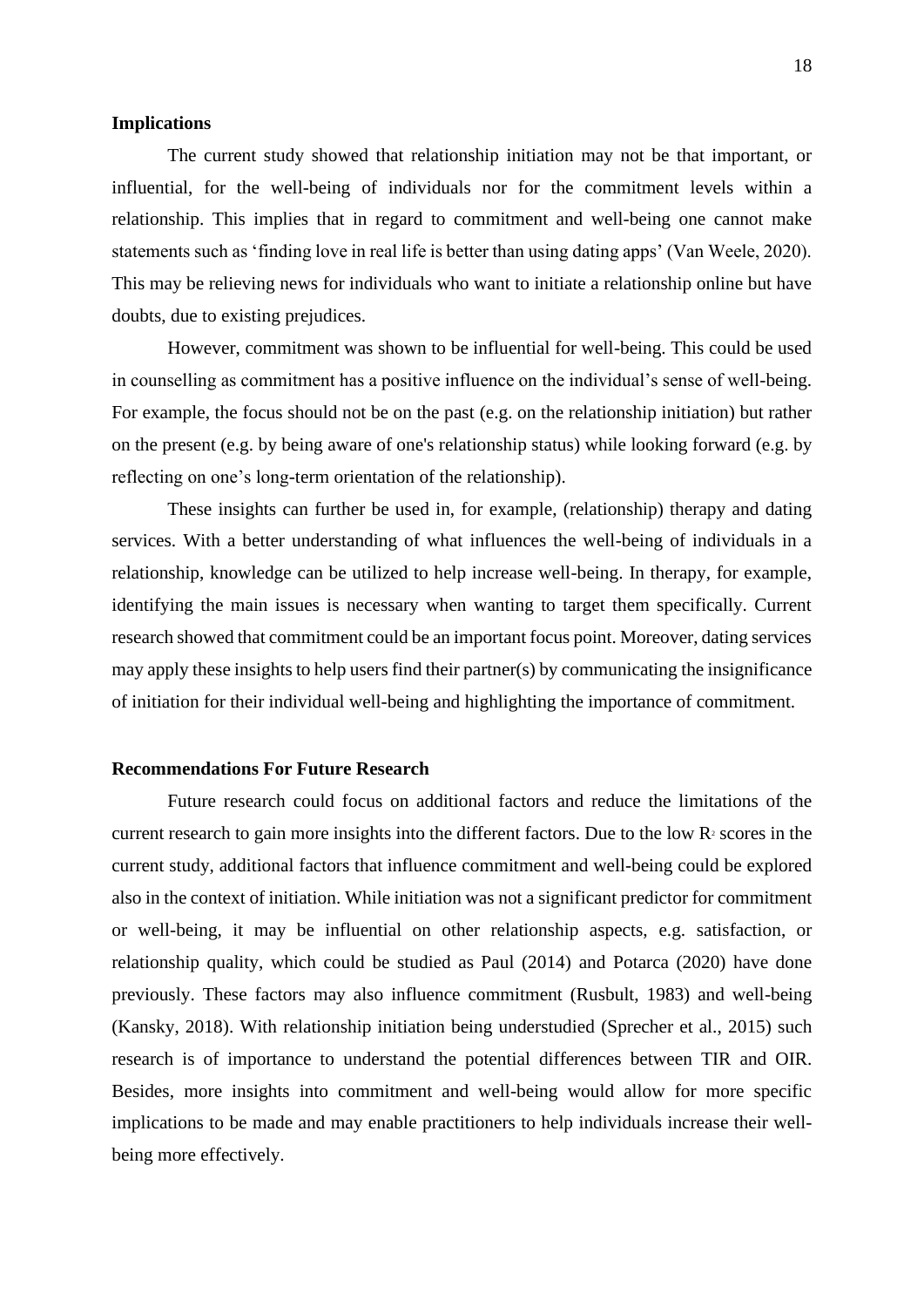## Implications

The current study showed that relationship initiation may not be that important, or influential, for the well-being of individuals nor for the commitment levels within a relationship. This implies that in regard to commitment and well-being one cannot make statements such as 'finding love in real life is better than using dating apps' (Van Weele, 2020). This may be relieving news for individuals who want to initiate a relationship online but have doubts, due to existing prejudices.

However, commitment was shown to be influential for well-being. This could be used in counselling as commitment has a positive influence on the individual's sense of well-being. For example, the focus should not be on the past (e.g. on the relationship initiation) but rather on the present (e.g. by being aware of one's relationship status) while looking forward (e.g. by reflecting on one's long-term orientation of the relationship).

These insights can further be used in, for example, (relationship) therapy and dating services. With a better understanding of what influences the well-being of individuals in a relationship, knowledge can be utilized to help increase well-being. In therapy, for example, identifying the main issues is necessary when wanting to target them specifically. Current research showed that commitment could be an important focus point. Moreover, dating services may apply these insights to help users find their partner(s) by communicating the insignificance of initiation for their individual well-being and highlighting the importance of commitment.

## Recommendations For Future Research

Future research could focus on additional factors and reduce the limitations of the current research to gain more insights into the different factors. Due to the low $R^2$ scores in the current study, additional factors that influence commitment and well-being could be explored also in the context of initiation. While initiation was not a significant predictor for commitment or well-being, it may be influential on other relationship aspects, e.g. satisfaction, or relationship quality, which could be studied as Paul (2014) and Potarca (2020) have done previously. These factors may also influence commitment (Rusbult, 1983) and well-being (Kansky, 2018). With relationship initiation being understudied (Sprecher et al., 2015) such research is of importance to understand the potential differences between TIR and OIR. Besides, more insights into commitment and well-being would allow for more specific implications to be made and may enable practitioners to help individuals increase their well-being more effectively.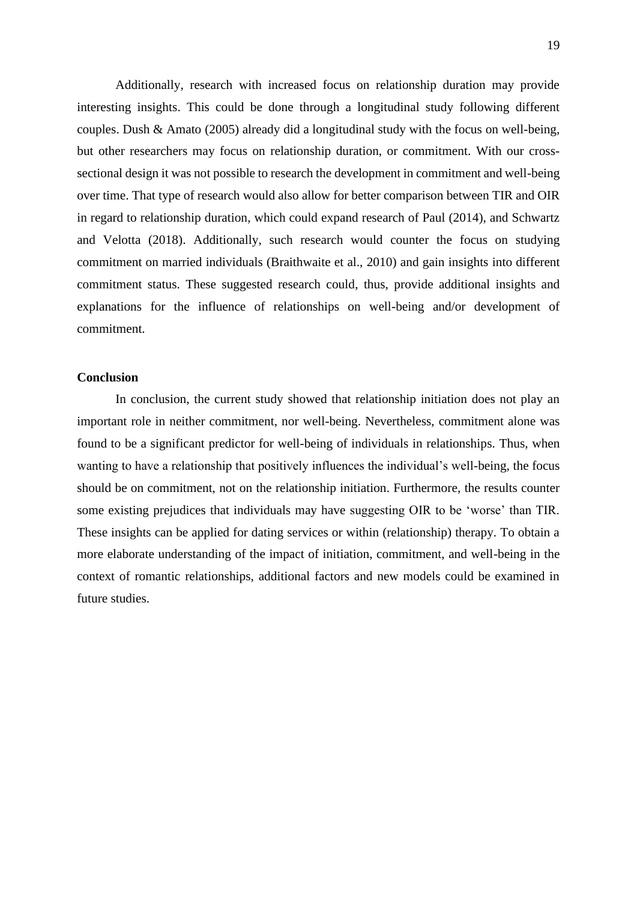Additionally, research with increased focus on relationship duration may provide interesting insights. This could be done through a longitudinal study following different couples. Dush & Amato (2005) already did a longitudinal study with the focus on well-being, but other researchers may focus on relationship duration, or commitment. With our cross-sectional design it was not possible to research the development in commitment and well-being over time. That type of research would also allow for better comparison between TIR and OIR in regard to relationship duration, which could expand research of Paul (2014), and Schwartz and Velotta (2018). Additionally, such research would counter the focus on studying commitment on married individuals (Braithwaite et al., 2010) and gain insights into different commitment status. These suggested research could, thus, provide additional insights and explanations for the influence of relationships on well-being and/or development of commitment.

## Conclusion

In conclusion, the current study showed that relationship initiation does not play an important role in neither commitment, nor well-being. Nevertheless, commitment alone was found to be a significant predictor for well-being of individuals in relationships. Thus, when wanting to have a relationship that positively influences the individual's well-being, the focus should be on commitment, not on the relationship initiation. Furthermore, the results counter some existing prejudices that individuals may have suggesting OIR to be 'worse' than TIR. These insights can be applied for dating services or within (relationship) therapy. To obtain a more elaborate understanding of the impact of initiation, commitment, and well-being in the context of romantic relationships, additional factors and new models could be examined in future studies.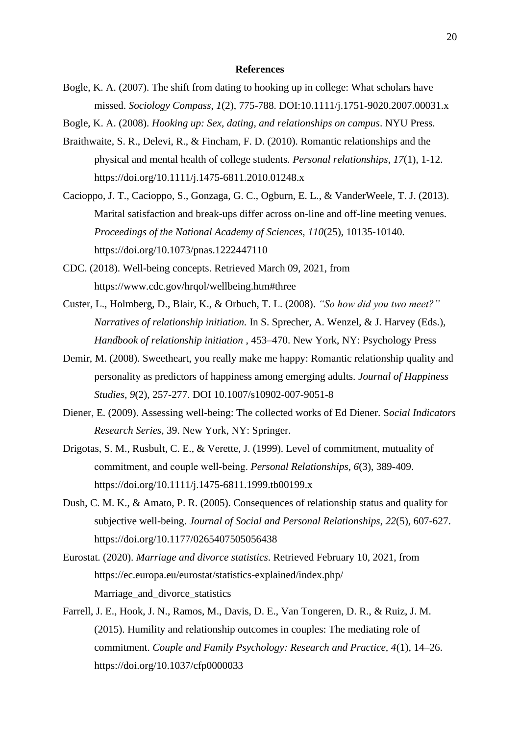# References

Bogle, K. A. (2007). The shift from dating to hooking up in college: What scholars have missed. *Sociology Compass*, *1*(2), 775-788. DOI:10.1111/j.1751-9020.2007.00031.x

Bogle, K. A. (2008). *Hooking up: Sex, dating, and relationships on campus*. NYU Press.

Braithwaite, S. R., Delevi, R., & Fincham, F. D. (2010). Romantic relationships and the physical and mental health of college students. *Personal relationships*, *17*(1), 1-12. https://doi.org/10.1111/j.1475-6811.2010.01248.x

Cacioppo, J. T., Cacioppo, S., Gonzaga, G. C., Ogburn, E. L., & VanderWeele, T. J. (2013). Marital satisfaction and break-ups differ across on-line and off-line meeting venues. *Proceedings of the National Academy of Sciences*, *110*(25), 10135-10140. https://doi.org/10.1073/pnas.1222447110

CDC. (2018). Well-being concepts. Retrieved March 09, 2021, from https://www.cdc.gov/hrqol/wellbeing.htm#three

Custer, L., Holmberg, D., Blair, K., & Orbuch, T. L. (2008). *"So how did you two meet?" Narratives of relationship initiation.* In S. Sprecher, A. Wenzel, & J. Harvey (Eds.), *Handbook of relationship initiation* , 453–470. New York, NY: Psychology Press

Demir, M. (2008). Sweetheart, you really make me happy: Romantic relationship quality and personality as predictors of happiness among emerging adults. *Journal of Happiness Studies*, *9*(2), 257-277. DOI 10.1007/s10902-007-9051-8

Diener, E. (2009). Assessing well-being: The collected works of Ed Diener. S*ocial Indicators Research Series,* 39. New York, NY: Springer.

Drigotas, S. M., Rusbult, C. E., & Verette, J. (1999). Level of commitment, mutuality of commitment, and couple well-being. *Personal Relationships*, *6*(3), 389-409. https://doi.org/10.1111/j.1475-6811.1999.tb00199.x

Dush, C. M. K., & Amato, P. R. (2005). Consequences of relationship status and quality for subjective well-being. *Journal of Social and Personal Relationships*, *22*(5), 607-627. https://doi.org/10.1177/0265407505056438

Eurostat. (2020). *Marriage and divorce statistics*. Retrieved February 10, 2021, from https://ec.europa.eu/eurostat/statistics-explained/index.php/Marriage_and_divorce_statistics

Farrell, J. E., Hook, J. N., Ramos, M., Davis, D. E., Van Tongeren, D. R., & Ruiz, J. M. (2015). Humility and relationship outcomes in couples: The mediating role of commitment. *Couple and Family Psychology: Research and Practice*, *4*(1), 14–26. https://doi.org/10.1037/cfp0000033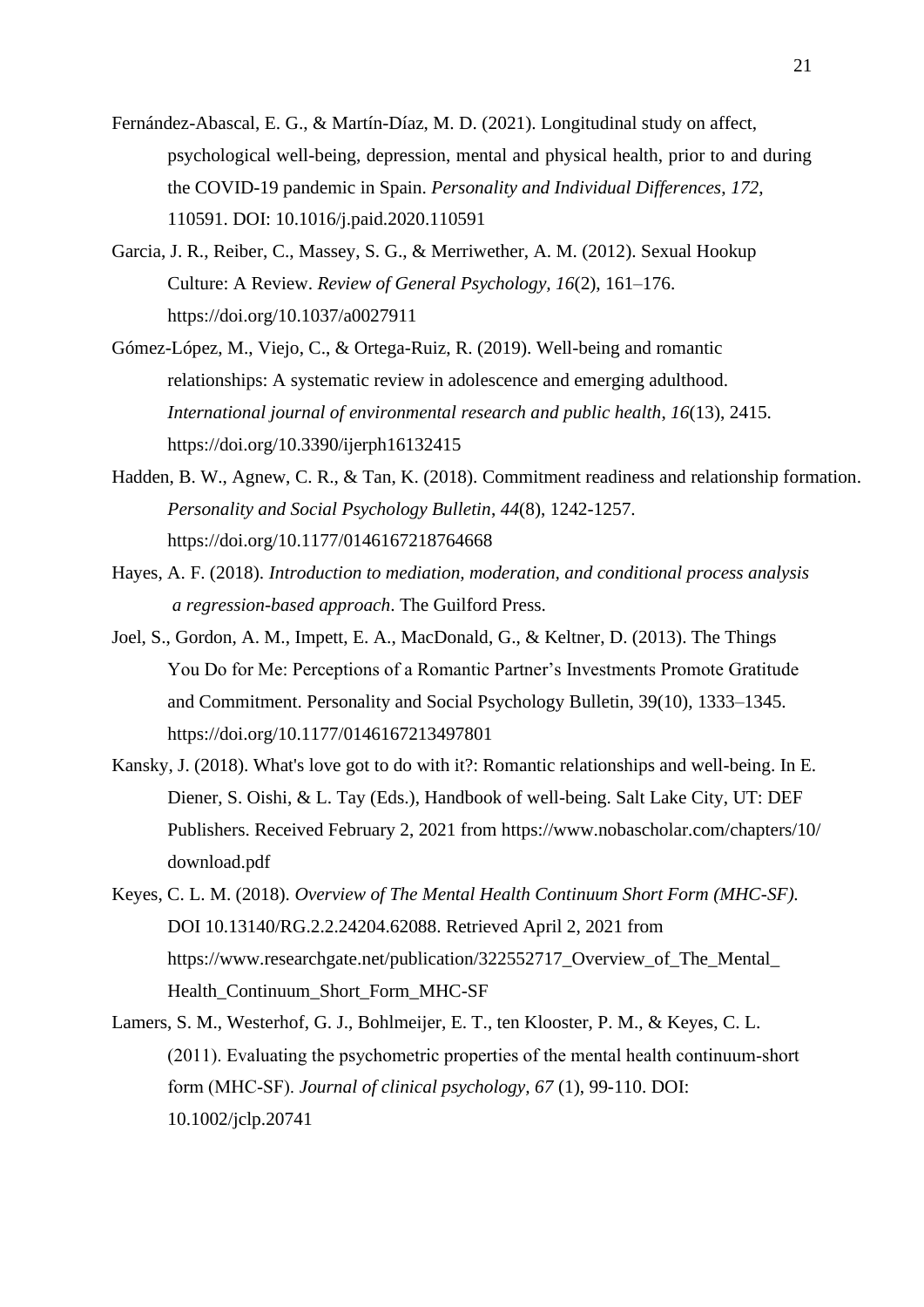Fernández-Abascal, E. G., & Martín-Díaz, M. D. (2021). Longitudinal study on affect, psychological well-being, depression, mental and physical health, prior to and during the COVID-19 pandemic in Spain. *Personality and Individual Differences*, *172*, 110591. DOI: 10.1016/j.paid.2020.110591

Garcia, J. R., Reiber, C., Massey, S. G., & Merriwether, A. M. (2012). Sexual Hookup Culture: A Review. *Review of General Psychology, 16*(2), 161–176. https://doi.org/10.1037/a0027911

Gómez-López, M., Viejo, C., & Ortega-Ruiz, R. (2019). Well-being and romantic relationships: A systematic review in adolescence and emerging adulthood. *International journal of environmental research and public health*, *16*(13), 2415. https://doi.org/10.3390/ijerph16132415

Hadden, B. W., Agnew, C. R., & Tan, K. (2018). Commitment readiness and relationship formation. *Personality and Social Psychology Bulletin*, *44*(8), 1242-1257. https://doi.org/10.1177/0146167218764668

Hayes, A. F. (2018). *Introduction to mediation, moderation, and conditional process analysis a regression-based approach*. The Guilford Press.

Joel, S., Gordon, A. M., Impett, E. A., MacDonald, G., & Keltner, D. (2013). The Things You Do for Me: Perceptions of a Romantic Partner's Investments Promote Gratitude and Commitment. Personality and Social Psychology Bulletin, 39(10), 1333–1345. https://doi.org/10.1177/0146167213497801

Kansky, J. (2018). What's love got to do with it?: Romantic relationships and well-being. In E. Diener, S. Oishi, & L. Tay (Eds.), Handbook of well-being. Salt Lake City, UT: DEF Publishers. Received February 2, 2021 from https://www.nobascholar.com/chapters/10/download.pdf

Keyes, C. L. M. (2018). *Overview of The Mental Health Continuum Short Form (MHC-SF).* DOI 10.13140/RG.2.2.24204.62088. Retrieved April 2, 2021 from https://www.researchgate.net/publication/322552717_Overview_of_The_Mental_Health_Continuum_Short_Form_MHC-SF

Lamers, S. M., Westerhof, G. J., Bohlmeijer, E. T., ten Klooster, P. M., & Keyes, C. L. (2011). Evaluating the psychometric properties of the mental health continuum-short form (MHC-SF). *Journal of clinical psychology, 67* (1), 99-110. DOI: 10.1002/jclp.20741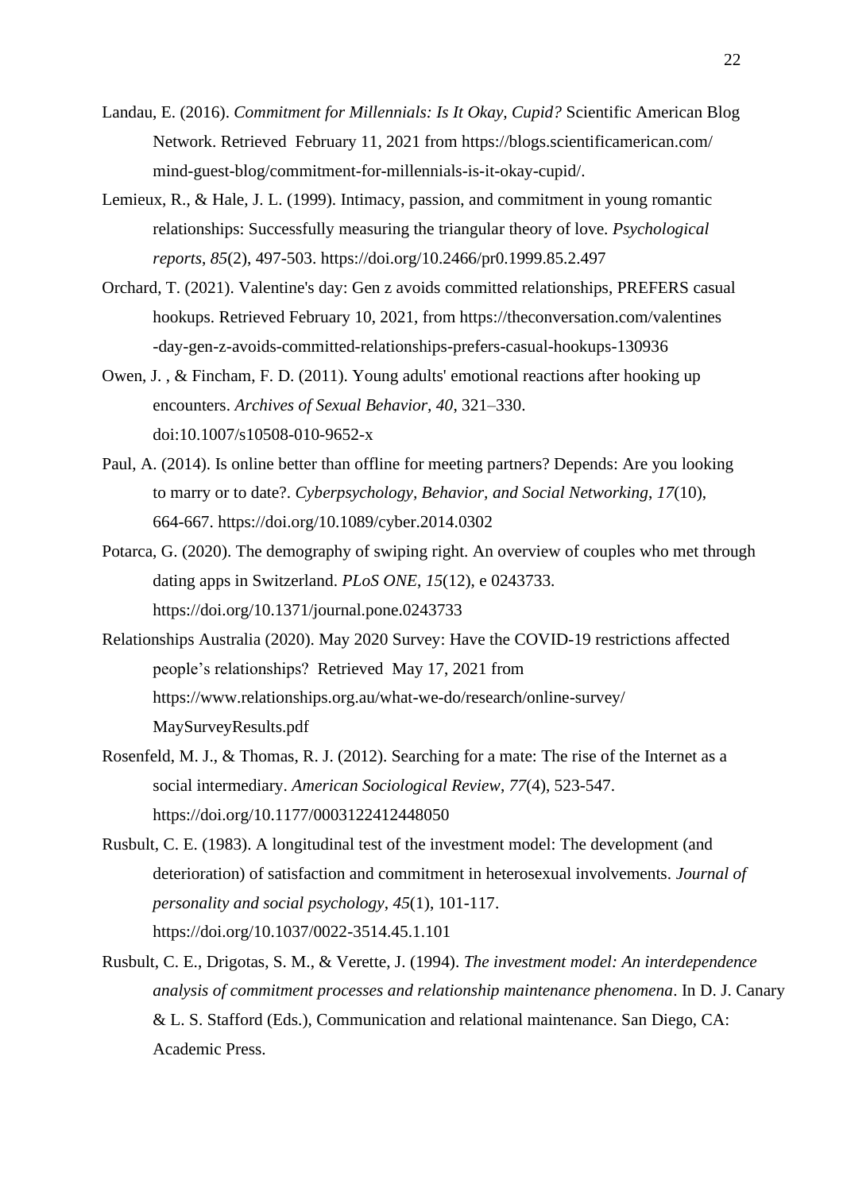Landau, E. (2016). *Commitment for Millennials: Is It Okay, Cupid?* Scientific American Blog Network. Retrieved February 11, 2021 from https://blogs.scientificamerican.com/mind-guest-blog/commitment-for-millennials-is-it-okay-cupid/.

Lemieux, R., & Hale, J. L. (1999). Intimacy, passion, and commitment in young romantic relationships: Successfully measuring the triangular theory of love. *Psychological reports*, *85*(2), 497-503. https://doi.org/10.2466/pr0.1999.85.2.497

Orchard, T. (2021). Valentine's day: Gen z avoids committed relationships, PREFERS casual hookups. Retrieved February 10, 2021, from https://theconversation.com/valentines-day-gen-z-avoids-committed-relationships-prefers-casual-hookups-130936

Owen, J. , & Fincham, F. D. (2011). Young adults' emotional reactions after hooking up encounters. *Archives of Sexual Behavior, 40*, 321–330. doi:10.1007/s10508-010-9652-x

Paul, A. (2014). Is online better than offline for meeting partners? Depends: Are you looking to marry or to date?. *Cyberpsychology, Behavior, and Social Networking*, *17*(10), 664-667. https://doi.org/10.1089/cyber.2014.0302

Potarca, G. (2020). The demography of swiping right. An overview of couples who met through dating apps in Switzerland. *PLoS ONE*, *15*(12), e 0243733. https://doi.org/10.1371/journal.pone.0243733

Relationships Australia (2020). May 2020 Survey: Have the COVID-19 restrictions affected people's relationships? Retrieved May 17, 2021 from https://www.relationships.org.au/what-we-do/research/online-survey/MaySurveyResults.pdf

Rosenfeld, M. J., & Thomas, R. J. (2012). Searching for a mate: The rise of the Internet as a social intermediary. *American Sociological Review*, *77*(4), 523-547. https://doi.org/10.1177/0003122412448050

Rusbult, C. E. (1983). A longitudinal test of the investment model: The development (and deterioration) of satisfaction and commitment in heterosexual involvements. *Journal of personality and social psychology*, *45*(1), 101-117. https://doi.org/10.1037/0022-3514.45.1.101

Rusbult, C. E., Drigotas, S. M., & Verette, J. (1994). *The investment model: An interdependence analysis of commitment processes and relationship maintenance phenomena*. In D. J. Canary & L. S. Stafford (Eds.), Communication and relational maintenance. San Diego, CA: Academic Press.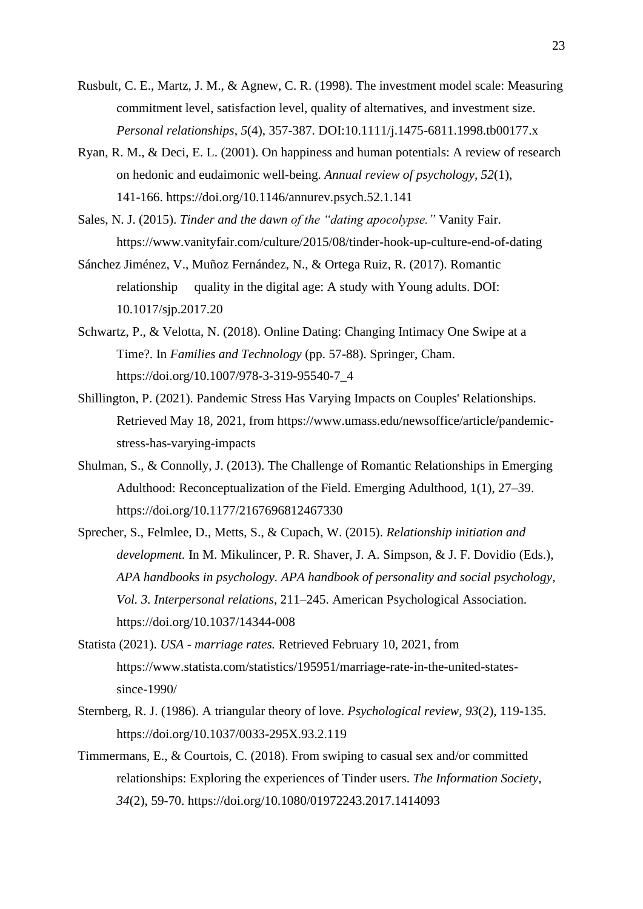Rusbult, C. E., Martz, J. M., & Agnew, C. R. (1998). The investment model scale: Measuring commitment level, satisfaction level, quality of alternatives, and investment size. *Personal relationships*, *5*(4), 357-387. DOI:10.1111/j.1475-6811.1998.tb00177.x

Ryan, R. M., & Deci, E. L. (2001). On happiness and human potentials: A review of research on hedonic and eudaimonic well-being. *Annual review of psychology*, *52*(1), 141-166. https://doi.org/10.1146/annurev.psych.52.1.141

Sales, N. J. (2015). *Tinder and the dawn of the "dating apocolypse."* Vanity Fair. https://www.vanityfair.com/culture/2015/08/tinder-hook-up-culture-end-of-dating

Sánchez Jiménez, V., Muñoz Fernández, N., & Ortega Ruiz, R. (2017). Romantic relationship quality in the digital age: A study with Young adults. DOI: 10.1017/sjp.2017.20

Schwartz, P., & Velotta, N. (2018). Online Dating: Changing Intimacy One Swipe at a Time?. In *Families and Technology* (pp. 57-88). Springer, Cham. https://doi.org/10.1007/978-3-319-95540-7_4

Shillington, P. (2021). Pandemic Stress Has Varying Impacts on Couples' Relationships. Retrieved May 18, 2021, from https://www.umass.edu/newsoffice/article/pandemic-stress-has-varying-impacts

Shulman, S., & Connolly, J. (2013). The Challenge of Romantic Relationships in Emerging Adulthood: Reconceptualization of the Field. Emerging Adulthood, 1(1), 27–39. https://doi.org/10.1177/2167696812467330

Sprecher, S., Felmlee, D., Metts, S., & Cupach, W. (2015). *Relationship initiation and development.* In M. Mikulincer, P. R. Shaver, J. A. Simpson, & J. F. Dovidio (Eds.), *APA handbooks in psychology. APA handbook of personality and social psychology, Vol. 3. Interpersonal relations*, 211–245. American Psychological Association. https://doi.org/10.1037/14344-008

Statista (2021). *USA - marriage rates.* Retrieved February 10, 2021, from https://www.statista.com/statistics/195951/marriage-rate-in-the-united-states-since-1990/

Sternberg, R. J. (1986). A triangular theory of love. *Psychological review*, *93*(2), 119-135. https://doi.org/10.1037/0033-295X.93.2.119

Timmermans, E., & Courtois, C. (2018). From swiping to casual sex and/or committed relationships: Exploring the experiences of Tinder users. *The Information Society*, *34*(2), 59-70. https://doi.org/10.1080/01972243.2017.1414093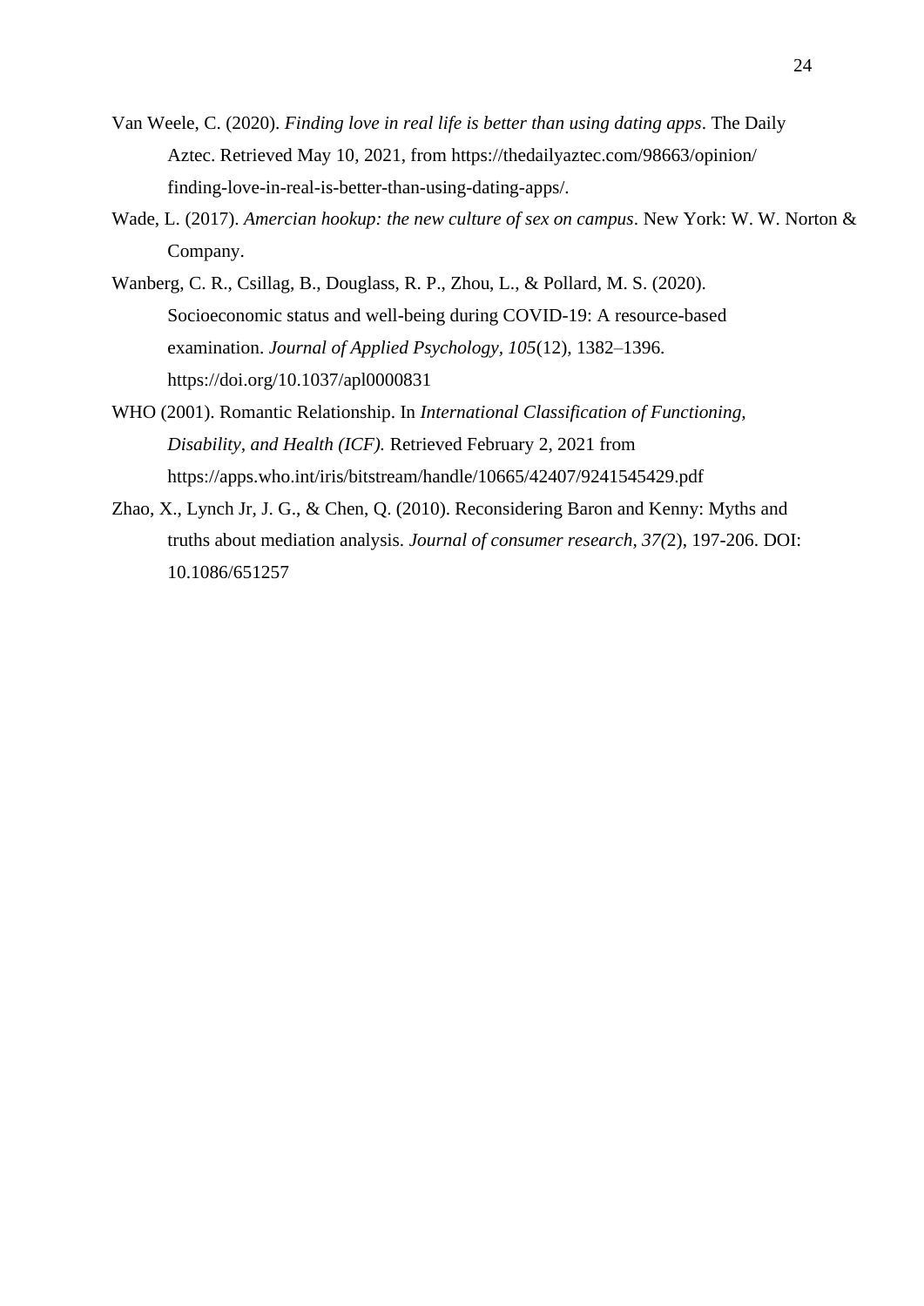Van Weele, C. (2020). *Finding love in real life is better than using dating apps*. The Daily Aztec. Retrieved May 10, 2021, from https://thedailyaztec.com/98663/opinion/finding-love-in-real-is-better-than-using-dating-apps/.

Wade, L. (2017). *Amercian hookup: the new culture of sex on campus*. New York: W. W. Norton & Company.

Wanberg, C. R., Csillag, B., Douglass, R. P., Zhou, L., & Pollard, M. S. (2020). Socioeconomic status and well-being during COVID-19: A resource-based examination. *Journal of Applied Psychology, 105*(12), 1382–1396. https://doi.org/10.1037/apl0000831

WHO (2001). Romantic Relationship. In *International Classification of Functioning, Disability, and Health (ICF).* Retrieved February 2, 2021 from https://apps.who.int/iris/bitstream/handle/10665/42407/9241545429.pdf

Zhao, X., Lynch Jr, J. G., & Chen, Q. (2010). Reconsidering Baron and Kenny: Myths and truths about mediation analysis. *Journal of consumer research, 37(*2), 197-206. DOI: 10.1086/651257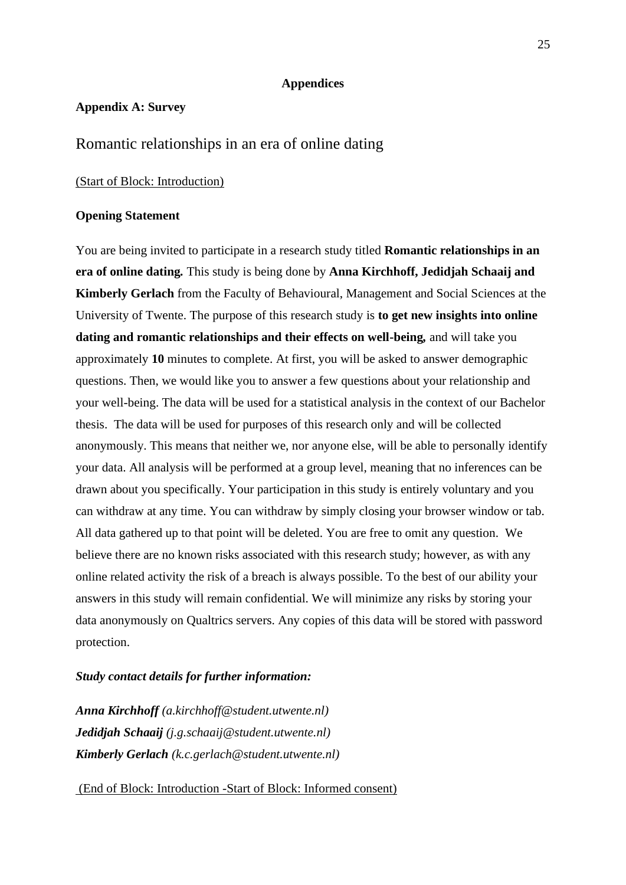**Appendices**

**Appendix A: Survey**

# Romantic relationships in an era of online dating

(Start of Block: Introduction)

**Opening Statement**

You are being invited to participate in a research study titled **Romantic relationships in an era of online dating.** This study is being done by **Anna Kirchhoff, Jedidjah Schaaij and Kimberly Gerlach** from the Faculty of Behavioural, Management and Social Sciences at the University of Twente. The purpose of this research study is **to get new insights into online dating and romantic relationships and their effects on well-being,** and will take you approximately **10** minutes to complete. At first, you will be asked to answer demographic questions. Then, we would like you to answer a few questions about your relationship and your well-being. The data will be used for a statistical analysis in the context of our Bachelor thesis. The data will be used for purposes of this research only and will be collected anonymously. This means that neither we, nor anyone else, will be able to personally identify your data. All analysis will be performed at a group level, meaning that no inferences can be drawn about you specifically. Your participation in this study is entirely voluntary and you can withdraw at any time. You can withdraw by simply closing your browser window or tab. All data gathered up to that point will be deleted. You are free to omit any question. We believe there are no known risks associated with this research study; however, as with any online related activity the risk of a breach is always possible. To the best of our ability your answers in this study will remain confidential. We will minimize any risks by storing your data anonymously on Qualtrics servers. Any copies of this data will be stored with password protection.

***Study contact details for further information:***

***Anna Kirchhoff*** *(a.kirchhoff@student.utwente.nl)*
***Jedidjah Schaaij*** *(j.g.schaaij@student.utwente.nl)*
***Kimberly Gerlach*** *(k.c.gerlach@student.utwente.nl)*

(End of Block: Introduction -Start of Block: Informed consent)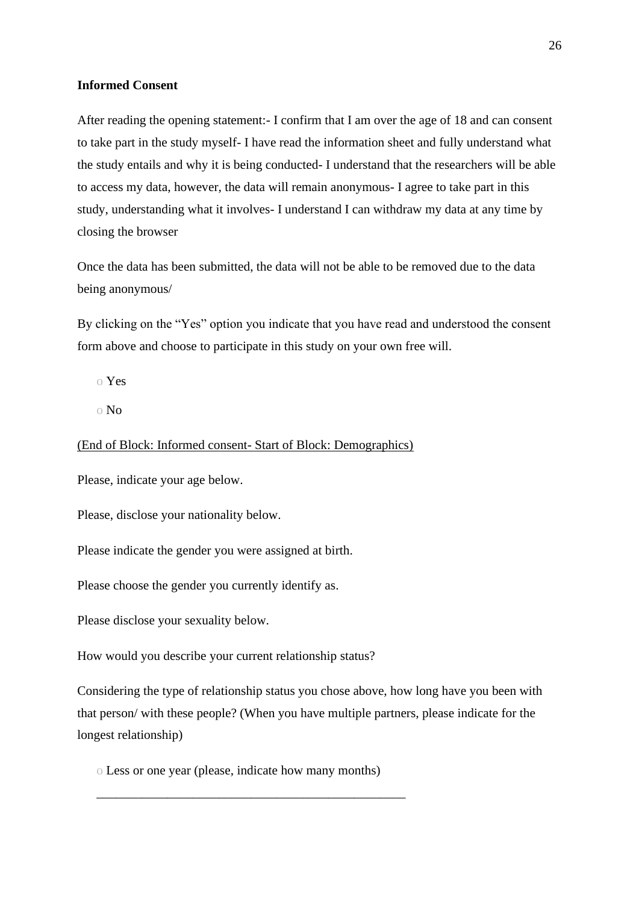**Informed Consent**

After reading the opening statement:- I confirm that I am over the age of 18 and can consent to take part in the study myself- I have read the information sheet and fully understand what the study entails and why it is being conducted- I understand that the researchers will be able to access my data, however, the data will remain anonymous- I agree to take part in this study, understanding what it involves- I understand I can withdraw my data at any time by closing the browser

Once the data has been submitted, the data will not be able to be removed due to the data being anonymous/

By clicking on the "Yes" option you indicate that you have read and understood the consent form above and choose to participate in this study on your own free will.

- o Yes
- o No

(End of Block: Informed consent- Start of Block: Demographics)

Please, indicate your age below.

Please, disclose your nationality below.

Please indicate the gender you were assigned at birth.

Please choose the gender you currently identify as.

Please disclose your sexuality below.

How would you describe your current relationship status?

Considering the type of relationship status you chose above, how long have you been with that person/ with these people? (When you have multiple partners, please indicate for the longest relationship)

- o Less or one year (please, indicate how many months)

  ________________________________________________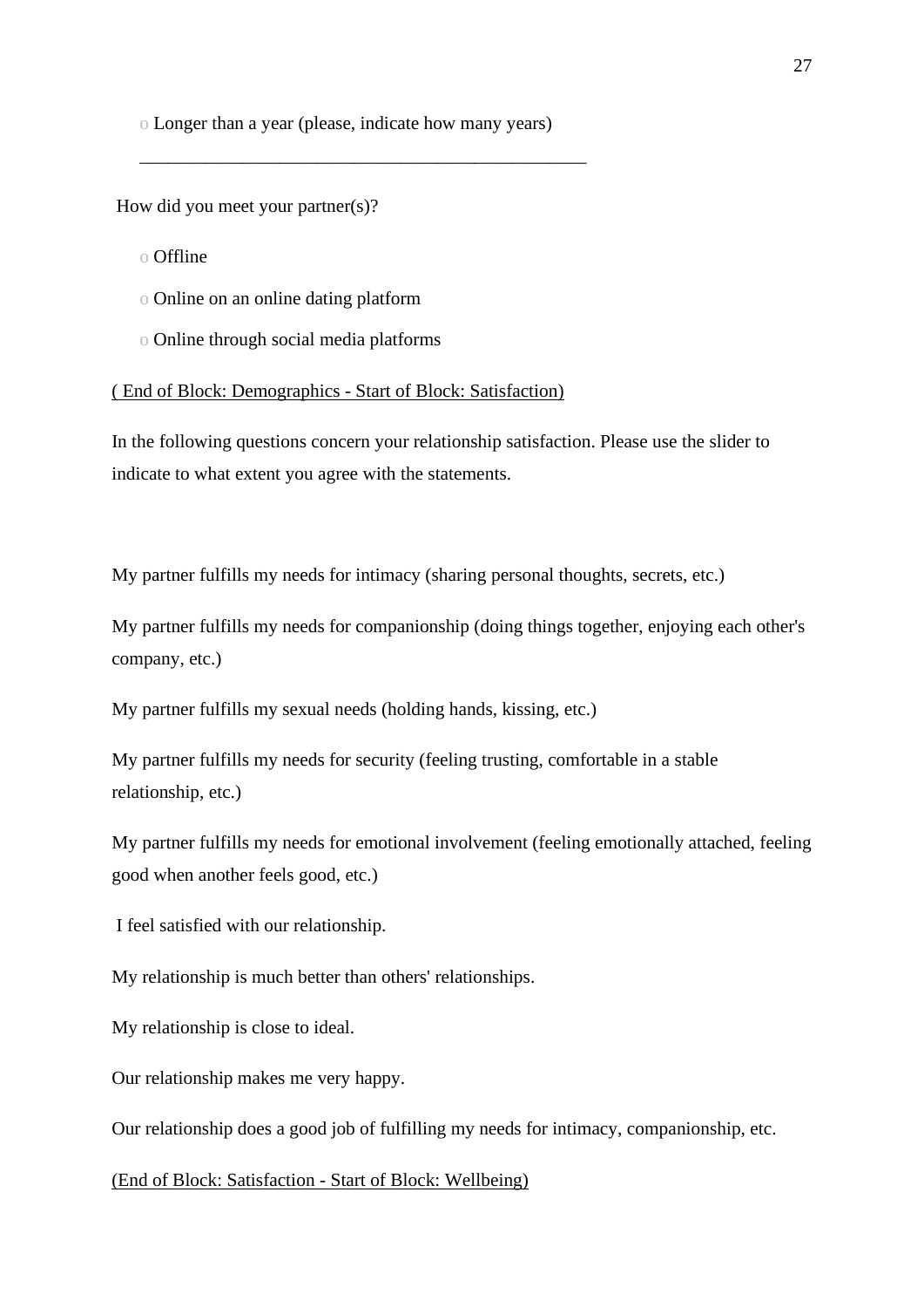o Longer than a year (please, indicate how many years)

________________________________________________

How did you meet your partner(s)?

o Offline

o Online on an online dating platform

o Online through social media platforms

( End of Block: Demographics - Start of Block: Satisfaction)

In the following questions concern your relationship satisfaction. Please use the slider to indicate to what extent you agree with the statements.

My partner fulfills my needs for intimacy (sharing personal thoughts, secrets, etc.)

My partner fulfills my needs for companionship (doing things together, enjoying each other's company, etc.)

My partner fulfills my sexual needs (holding hands, kissing, etc.)

My partner fulfills my needs for security (feeling trusting, comfortable in a stable relationship, etc.)

My partner fulfills my needs for emotional involvement (feeling emotionally attached, feeling good when another feels good, etc.)

I feel satisfied with our relationship.

My relationship is much better than others' relationships.

My relationship is close to ideal.

Our relationship makes me very happy.

Our relationship does a good job of fulfilling my needs for intimacy, companionship, etc.

(End of Block: Satisfaction - Start of Block: Wellbeing)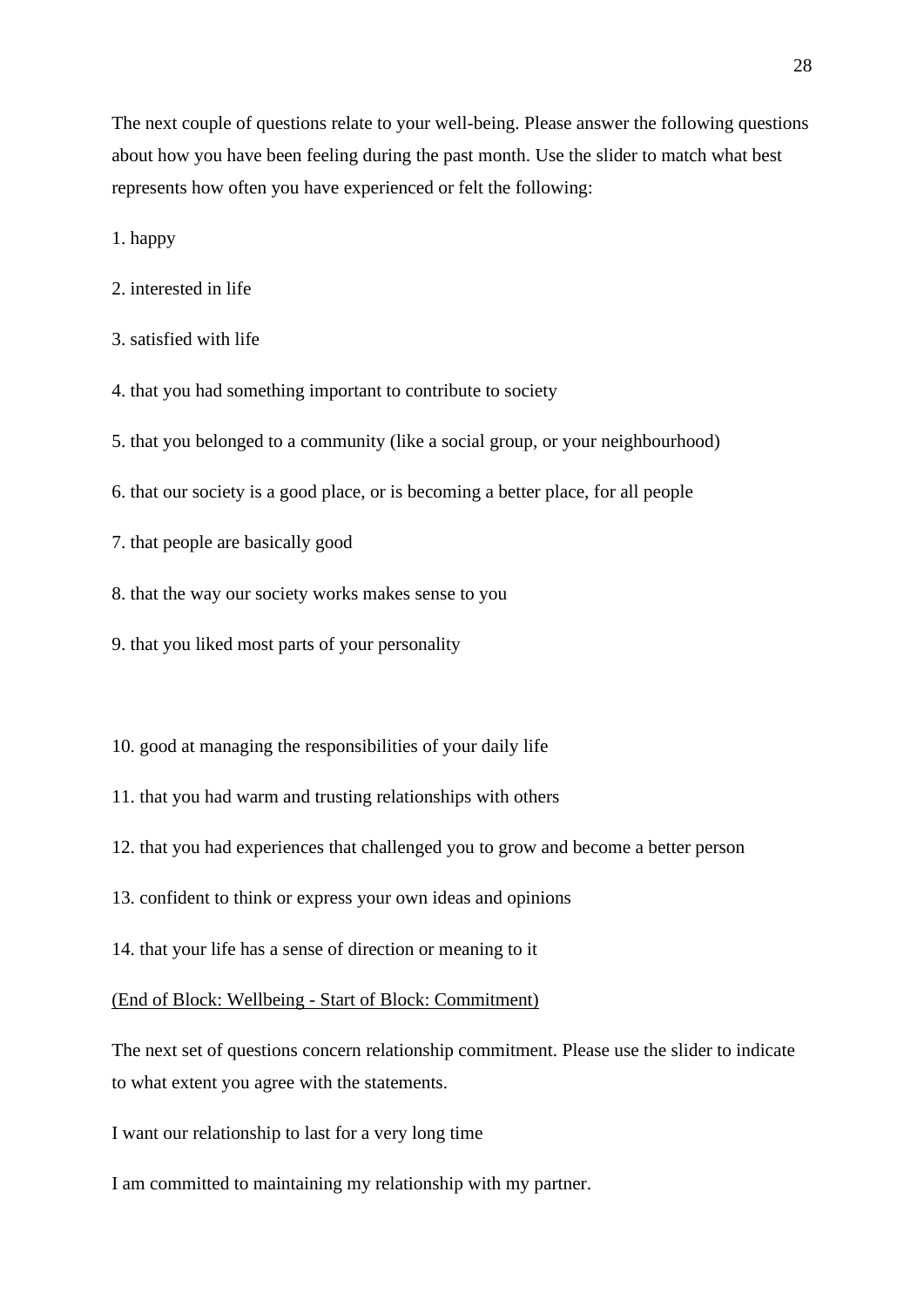The next couple of questions relate to your well-being. Please answer the following questions about how you have been feeling during the past month. Use the slider to match what best represents how often you have experienced or felt the following:

1. happy

2. interested in life

3. satisfied with life

4. that you had something important to contribute to society

5. that you belonged to a community (like a social group, or your neighbourhood)

6. that our society is a good place, or is becoming a better place, for all people

7. that people are basically good

8. that the way our society works makes sense to you

9. that you liked most parts of your personality

10. good at managing the responsibilities of your daily life

11. that you had warm and trusting relationships with others

12. that you had experiences that challenged you to grow and become a better person

13. confident to think or express your own ideas and opinions

14. that your life has a sense of direction or meaning to it

<u>(End of Block: Wellbeing - Start of Block: Commitment)</u>

The next set of questions concern relationship commitment. Please use the slider to indicate to what extent you agree with the statements.

I want our relationship to last for a very long time

I am committed to maintaining my relationship with my partner.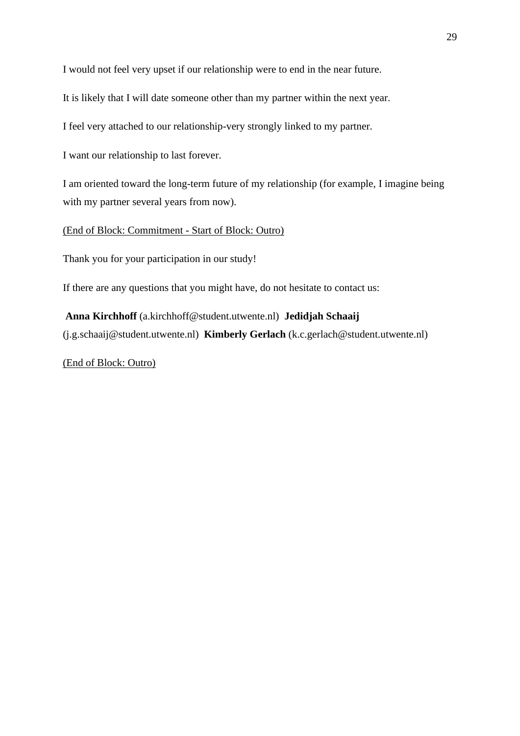I would not feel very upset if our relationship were to end in the near future.

It is likely that I will date someone other than my partner within the next year.

I feel very attached to our relationship-very strongly linked to my partner.

I want our relationship to last forever.

I am oriented toward the long-term future of my relationship (for example, I imagine being with my partner several years from now).

<u>(End of Block: Commitment - Start of Block: Outro)</u>

Thank you for your participation in our study!

If there are any questions that you might have, do not hesitate to contact us:

**Anna Kirchhoff** (a.kirchhoff@student.utwente.nl) **Jedidjah Schaaij** (j.g.schaaij@student.utwente.nl) **Kimberly Gerlach** (k.c.gerlach@student.utwente.nl)

<u>(End of Block: Outro)</u>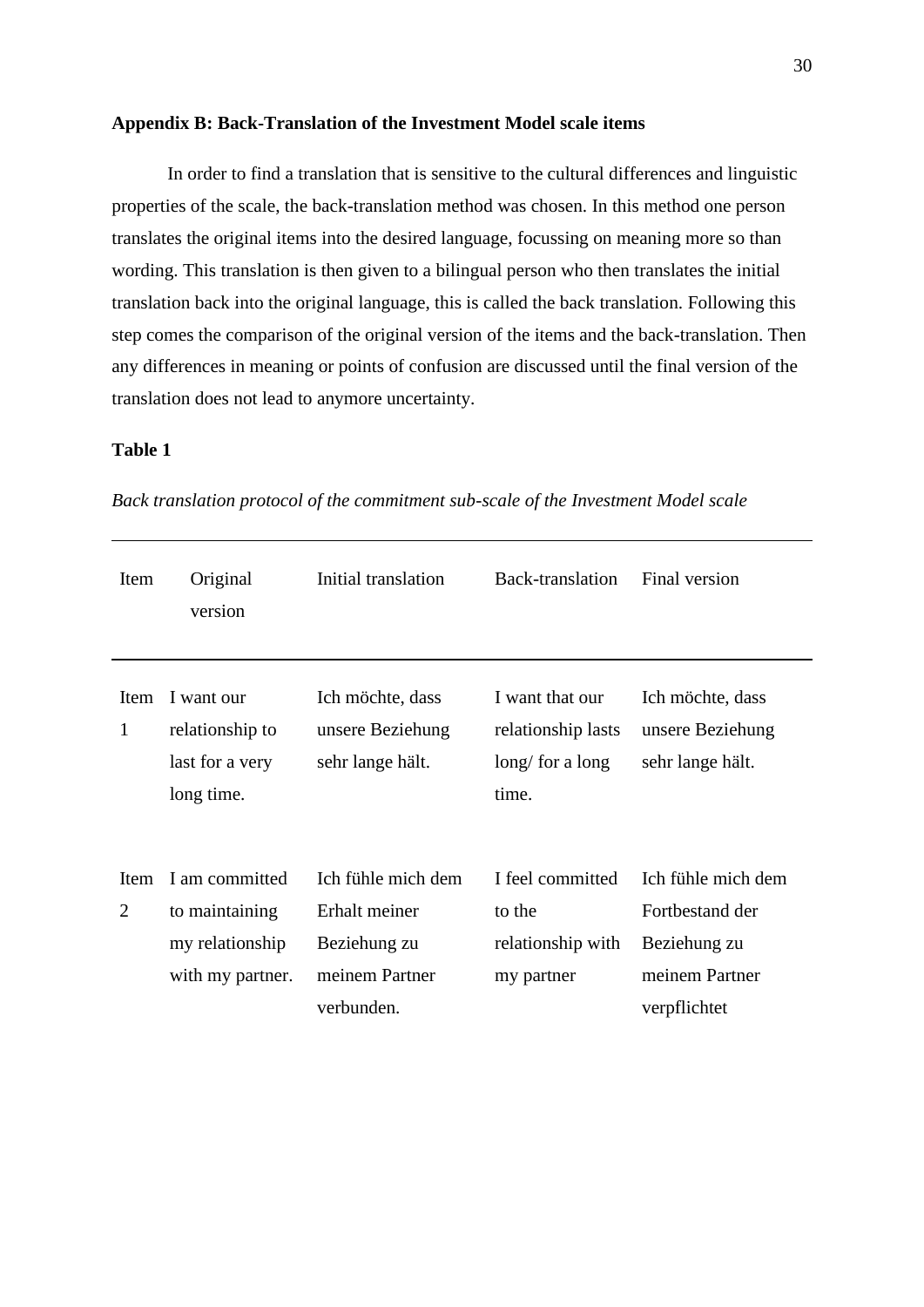**Appendix B: Back-Translation of the Investment Model scale items**

In order to find a translation that is sensitive to the cultural differences and linguistic properties of the scale, the back-translation method was chosen. In this method one person translates the original items into the desired language, focussing on meaning more so than wording. This translation is then given to a bilingual person who then translates the initial translation back into the original language, this is called the back translation. Following this step comes the comparison of the original version of the items and the back-translation. Then any differences in meaning or points of confusion are discussed until the final version of the translation does not lead to anymore uncertainty.

**Table 1**

*Back translation protocol of the commitment sub-scale of the Investment Model scale*

| Item | Original version | Initial translation | Back-translation | Final version |
|---|---|---|---|---|
| Item 1 | I want our relationship to last for a very long time. | Ich möchte, dass unsere Beziehung sehr lange hält. | I want that our relationship lasts long/ for a long time. | Ich möchte, dass unsere Beziehung sehr lange hält. |
| Item 2 | I am committed to maintaining my relationship with my partner. | Ich fühle mich dem Erhalt meiner Beziehung zu meinem Partner verbunden. | I feel committed to the relationship with my partner | Ich fühle mich dem Fortbestand der Beziehung zu meinem Partner verpflichtet |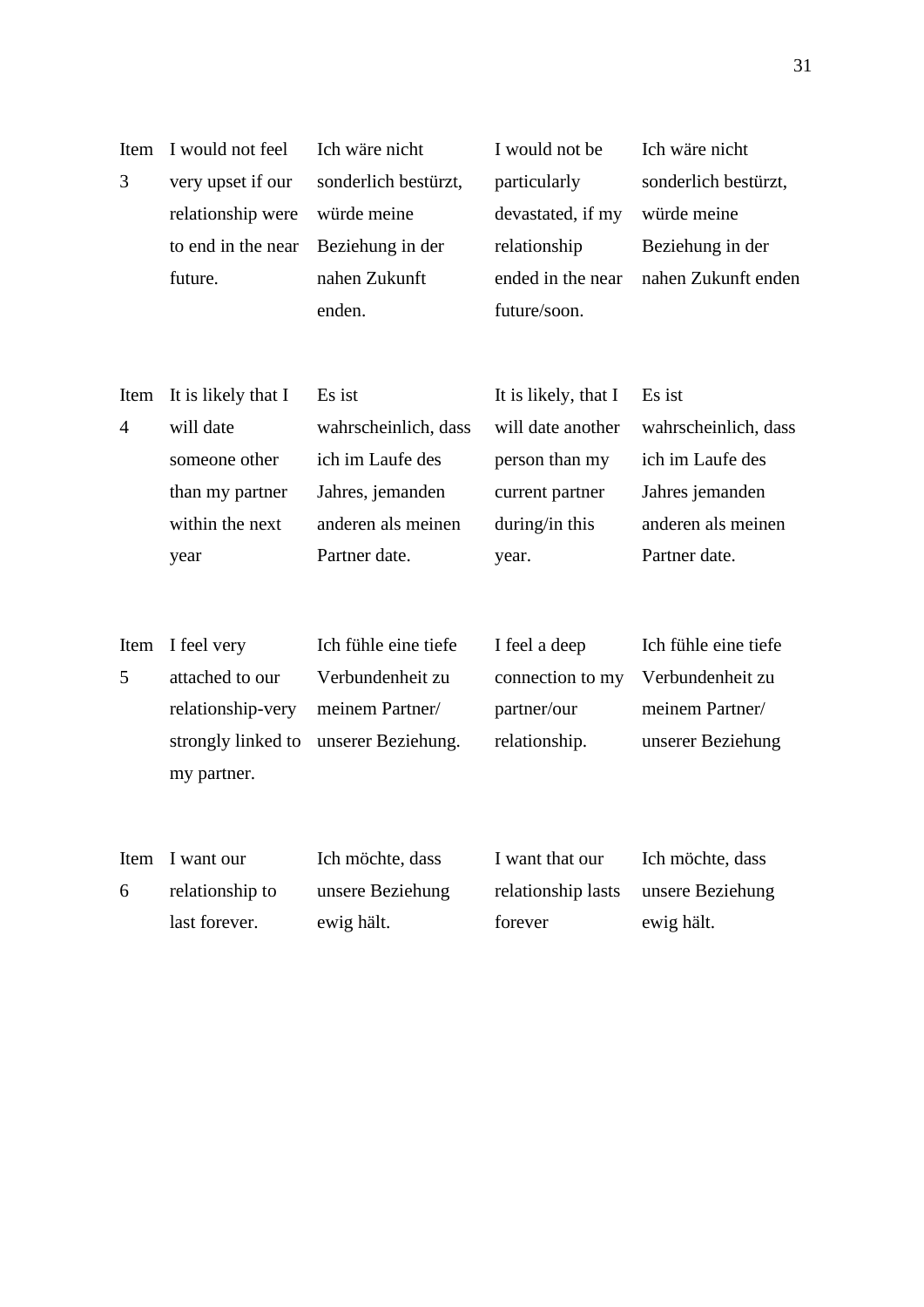| | | | | |
|---|---|---|---|---|
| Item 3 | I would not feel very upset if our relationship were to end in the near future. | Ich wäre nicht sonderlich bestürzt, würde meine Beziehung in der nahen Zukunft enden. | I would not be particularly devastated, if my relationship ended in the near future/soon. | Ich wäre nicht sonderlich bestürzt, würde meine Beziehung in der nahen Zukunft enden |
| Item 4 | It is likely that I will date someone other than my partner within the next year | Es ist wahrscheinlich, dass ich im Laufe des Jahres, jemanden anderen als meinen Partner date. | It is likely, that I will date another person than my current partner during/in this year. | Es ist wahrscheinlich, dass ich im Laufe des Jahres jemanden anderen als meinen Partner date. |
| Item 5 | I feel very attached to our relationship-very strongly linked to my partner. | Ich fühle eine tiefe Verbundenheit zu meinem Partner/ unserer Beziehung. | I feel a deep connection to my partner/our relationship. | Ich fühle eine tiefe Verbundenheit zu meinem Partner/ unserer Beziehung |
| Item 6 | I want our relationship to last forever. | Ich möchte, dass unsere Beziehung ewig hält. | I want that our relationship lasts forever | Ich möchte, dass unsere Beziehung ewig hält. |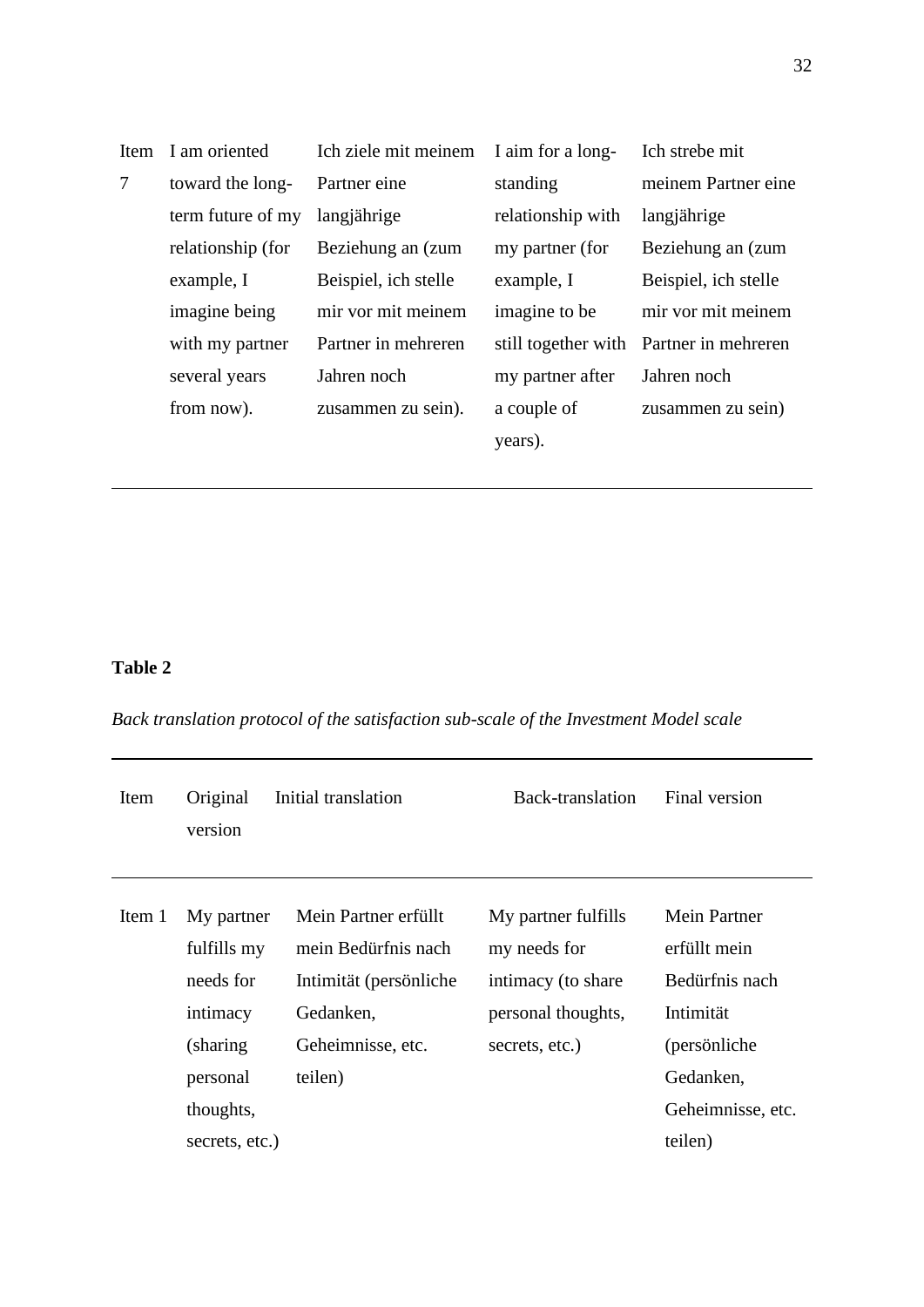| | | | | |
|---|---|---|---|---|
| Item 7 | I am oriented toward the long-term future of my relationship (for example, I imagine being with my partner several years from now). | Ich ziele mit meinem Partner eine langjährige Beziehung an (zum Beispiel, ich stelle mir vor mit meinem Partner in mehreren Jahren noch zusammen zu sein). | I aim for a long-standing relationship with my partner (for example, I imagine to be still together with my partner after a couple of years). | Ich strebe mit meinem Partner eine langjährige Beziehung an (zum Beispiel, ich stelle mir vor mit meinem Partner in mehreren Jahren noch zusammen zu sein) |

**Table 2**

*Back translation protocol of the satisfaction sub-scale of the Investment Model scale*

| Item | Original version | Initial translation | Back-translation | Final version |
|---|---|---|---|---|
| Item 1 | My partner fulfills my needs for intimacy (sharing personal thoughts, secrets, etc.) | Mein Partner erfüllt mein Bedürfnis nach Intimität (persönliche Gedanken, Geheimnisse, etc. teilen) | My partner fulfills my needs for intimacy (to share personal thoughts, secrets, etc.) | Mein Partner erfüllt mein Bedürfnis nach Intimität (persönliche Gedanken, Geheimnisse, etc. teilen) |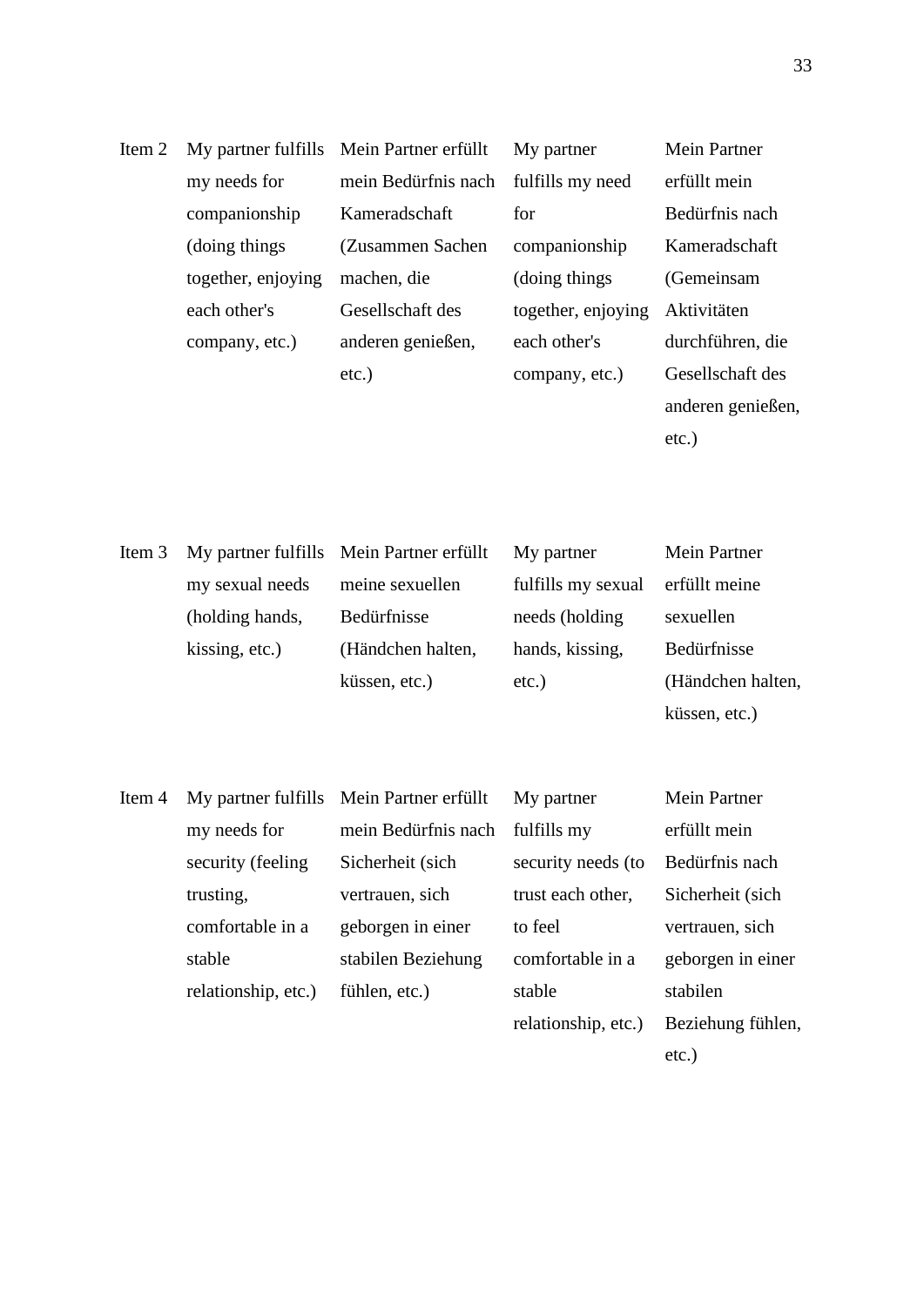| | | | | |
|---|---|---|---|---|
| Item 2 | My partner fulfills my needs for companionship (doing things together, enjoying each other's company, etc.) | Mein Partner erfüllt mein Bedürfnis nach Kameradschaft (Zusammen Sachen machen, die Gesellschaft des anderen genießen, etc.) | My partner fulfills my need for companionship (doing things together, enjoying each other's company, etc.) | Mein Partner erfüllt mein Bedürfnis nach Kameradschaft (Gemeinsam Aktivitäten durchführen, die Gesellschaft des anderen genießen, etc.) |
| Item 3 | My partner fulfills my sexual needs (holding hands, kissing, etc.) | Mein Partner erfüllt meine sexuellen Bedürfnisse (Händchen halten, küssen, etc.) | My partner fulfills my sexual needs (holding hands, kissing, etc.) | Mein Partner erfüllt meine sexuellen Bedürfnisse (Händchen halten, küssen, etc.) |
| Item 4 | My partner fulfills my needs for security (feeling trusting, comfortable in a stable relationship, etc.) | Mein Partner erfüllt mein Bedürfnis nach Sicherheit (sich vertrauen, sich geborgen in einer stabilen Beziehung fühlen, etc.) | My partner fulfills my security needs (to trust each other, to feel comfortable in a stable relationship, etc.) | Mein Partner erfüllt mein Bedürfnis nach Sicherheit (sich vertrauen, sich geborgen in einer stabilen Beziehung fühlen, etc.) |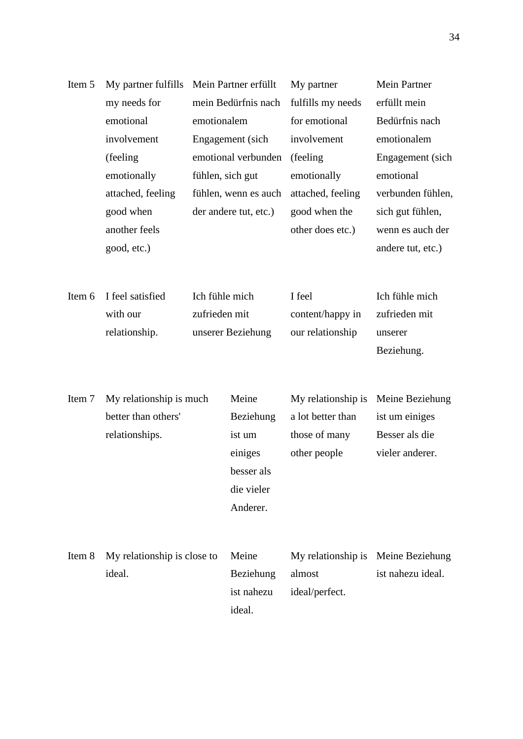| | | | | |
|---|---|---|---|---|
| Item 5 | My partner fulfills my needs for emotional involvement (feeling emotionally attached, feeling good when another feels good, etc.) | Mein Partner erfüllt mein Bedürfnis nach emotionalem Engagement (sich emotional verbunden fühlen, sich gut fühlen, wenn es auch der andere tut, etc.) | My partner fulfills my needs for emotional involvement (feeling emotionally attached, feeling good when the other does etc.) | Mein Partner erfüllt mein Bedürfnis nach emotionalem Engagement (sich emotional verbunden fühlen, sich gut fühlen, wenn es auch der andere tut, etc.) |
| Item 6 | I feel satisfied with our relationship. | Ich fühle mich zufrieden mit unserer Beziehung | I feel content/happy in our relationship | Ich fühle mich zufrieden mit unserer Beziehung. |
| Item 7 | My relationship is much better than others' relationships. | Meine Beziehung ist um einiges besser als die vieler Anderer. | My relationship is a lot better than those of many other people | Meine Beziehung ist um einiges Besser als die vieler anderer. |
| Item 8 | My relationship is close to ideal. | Meine Beziehung ist nahezu ideal. | My relationship is almost ideal/perfect. | Meine Beziehung ist nahezu ideal. |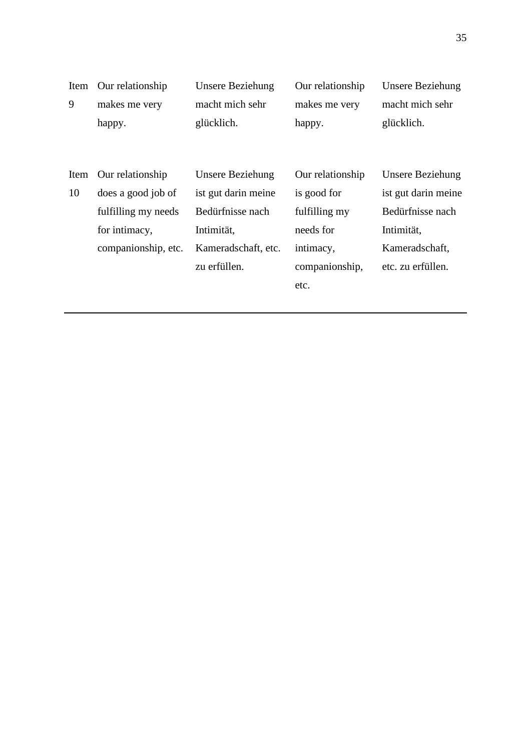| | | | | |
|---|---|---|---|---|
| Item 9 | Our relationship makes me very happy. | Unsere Beziehung macht mich sehr glücklich. | Our relationship makes me very happy. | Unsere Beziehung macht mich sehr glücklich. |
| Item 10 | Our relationship does a good job of fulfilling my needs for intimacy, companionship, etc. | Unsere Beziehung ist gut darin meine Bedürfnisse nach Intimität, Kameradschaft, etc. zu erfüllen. | Our relationship is good for fulfilling my needs for intimacy, companionship, etc. | Unsere Beziehung ist gut darin meine Bedürfnisse nach Intimität, Kameradschaft, etc. zu erfüllen. |